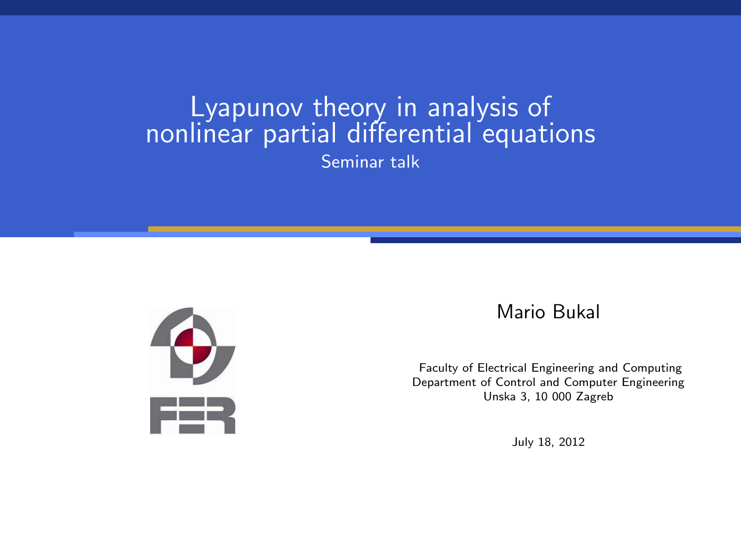# Lyapunov theory in analysis of nonlinear partial differential equations

Seminar talk

Mario Bukal

Faculty of Electrical Engineering and Computing
Department of Control and Computer Engineering
Unska 3, 10 000 Zagreb

July 18, 2012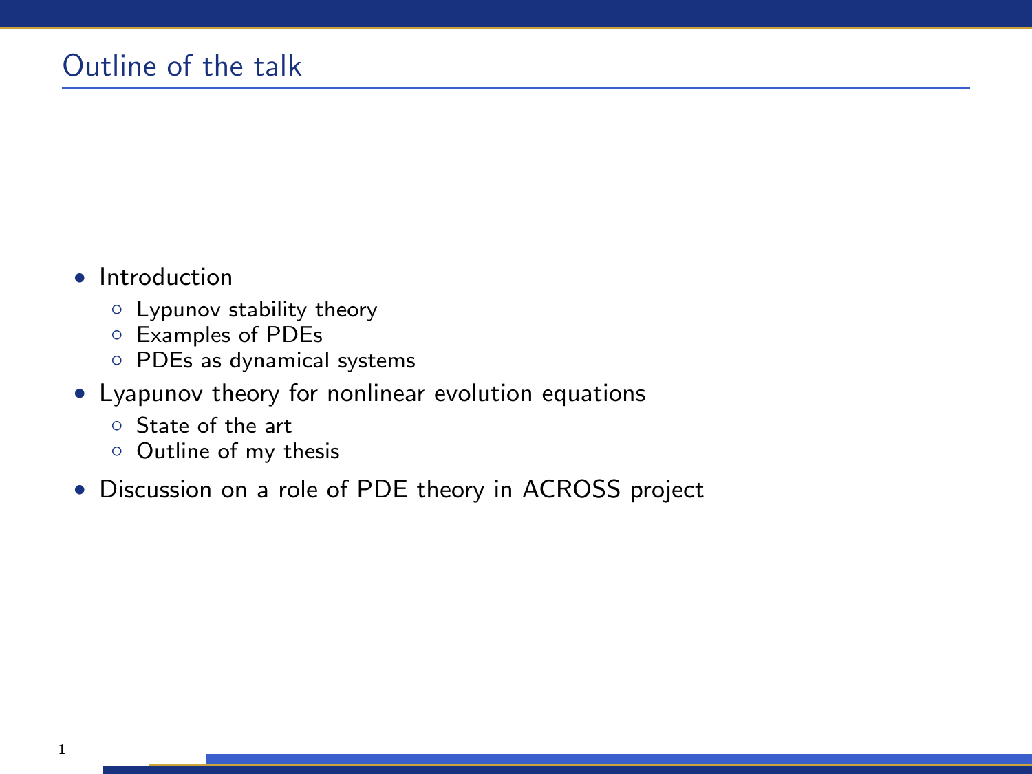# Outline of the talk

- Introduction
  - Lypunov stability theory
  - Examples of PDEs
  - PDEs as dynamical systems
- Lyapunov theory for nonlinear evolution equations
  - State of the art
  - Outline of my thesis
- Discussion on a role of PDE theory in ACROSS project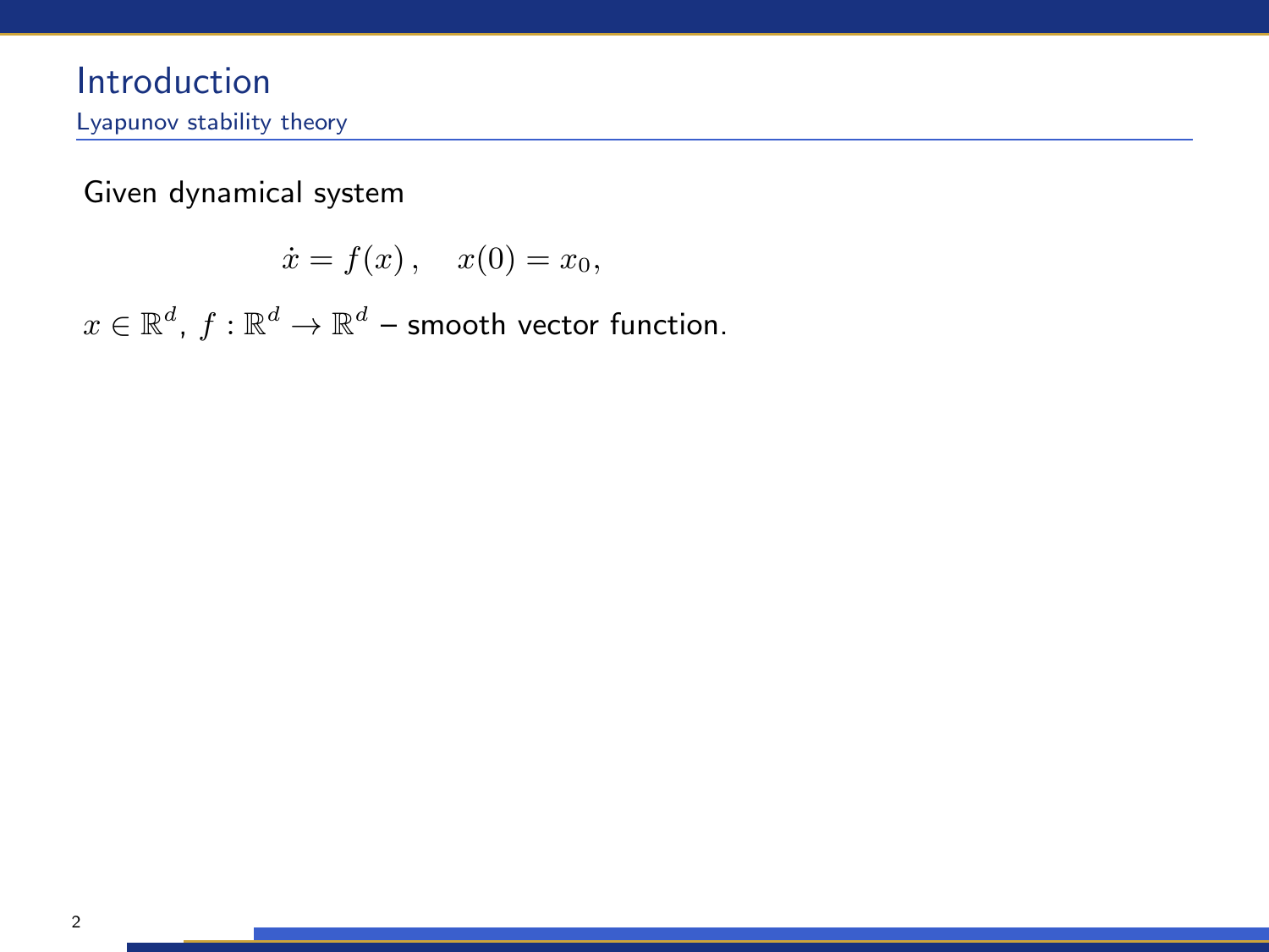# Introduction

## Lyapunov stability theory

Given dynamical system

$$\dot{x} = f(x)\,, \quad x(0) = x_0,$$

$x \in \mathbb{R}^d$, $f : \mathbb{R}^d \to \mathbb{R}^d$ – smooth vector function.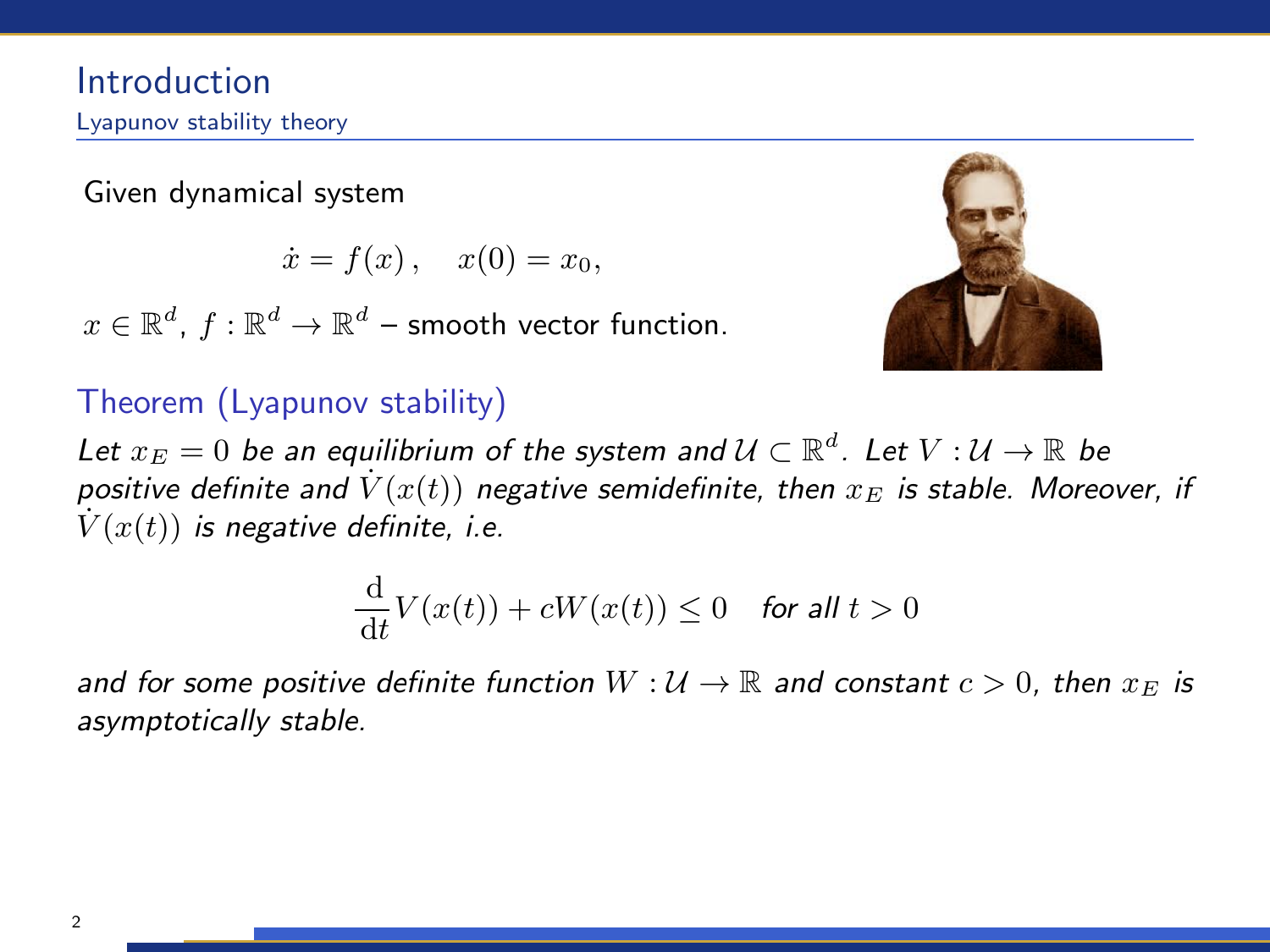# Introduction

## Lyapunov stability theory

Given dynamical system

$$\dot{x} = f(x), \quad x(0) = x_0,$$

$x \in \mathbb{R}^d$, $f : \mathbb{R}^d \to \mathbb{R}^d$ – smooth vector function.

### Theorem (Lyapunov stability)

*Let $x_E = 0$ be an equilibrium of the system and $\mathcal{U} \subset \mathbb{R}^d$. Let $V : \mathcal{U} \to \mathbb{R}$ be positive definite and $\dot{V}(x(t))$ negative semidefinite, then $x_E$ is stable. Moreover, if $\dot{V}(x(t))$ is negative definite, i.e.*

$$\frac{\mathrm{d}}{\mathrm{d}t} V(x(t)) + cW(x(t)) \leq 0 \quad \textit{for all } t > 0$$

*and for some positive definite function $W : \mathcal{U} \to \mathbb{R}$ and constant $c > 0$, then $x_E$ is asymptotically stable.*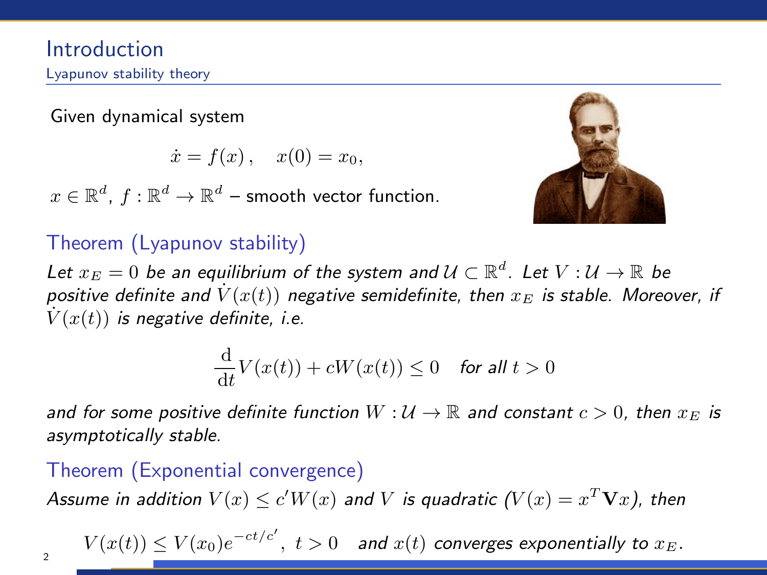# Introduction

## Lyapunov stability theory

Given dynamical system

$$\dot{x} = f(x)\,, \quad x(0) = x_0,$$

$x \in \mathbb{R}^d$, $f : \mathbb{R}^d \to \mathbb{R}^d$ – smooth vector function.

### Theorem (Lyapunov stability)

*Let $x_E = 0$ be an equilibrium of the system and $\mathcal{U} \subset \mathbb{R}^d$. Let $V : \mathcal{U} \to \mathbb{R}$ be positive definite and $\dot{V}(x(t))$ negative semidefinite, then $x_E$ is stable. Moreover, if $\dot{V}(x(t))$ is negative definite, i.e.*

$$\frac{\mathrm{d}}{\mathrm{d}t} V(x(t)) + cW(x(t)) \leq 0 \quad \text{for all } t > 0$$

*and for some positive definite function $W : \mathcal{U} \to \mathbb{R}$ and constant $c > 0$, then $x_E$ is asymptotically stable.*

### Theorem (Exponential convergence)

*Assume in addition $V(x) \leq c' W(x)$ and $V$ is quadratic ($V(x) = x^T \mathbf{V} x$), then*

$$V(x(t)) \leq V(x_0) e^{-ct/c'}, \; t > 0 \quad \text{and } x(t) \text{ converges exponentially to } x_E.$$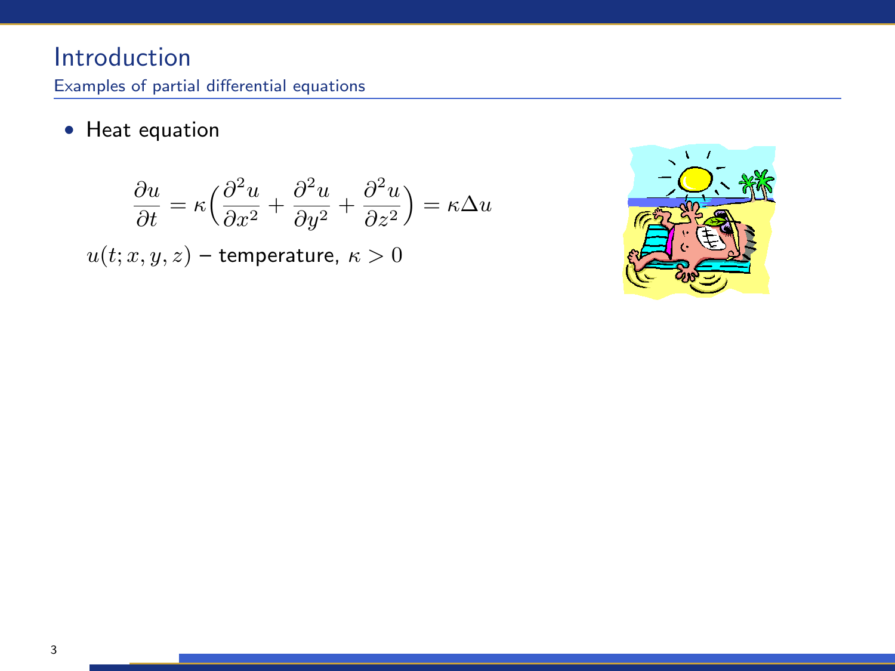# Introduction

## Examples of partial differential equations

- Heat equation

$$\frac{\partial u}{\partial t} = \kappa\Big(\frac{\partial^2 u}{\partial x^2} + \frac{\partial^2 u}{\partial y^2} + \frac{\partial^2 u}{\partial z^2}\Big) = \kappa \Delta u$$

$u(t; x, y, z)$ – temperature, $\kappa > 0$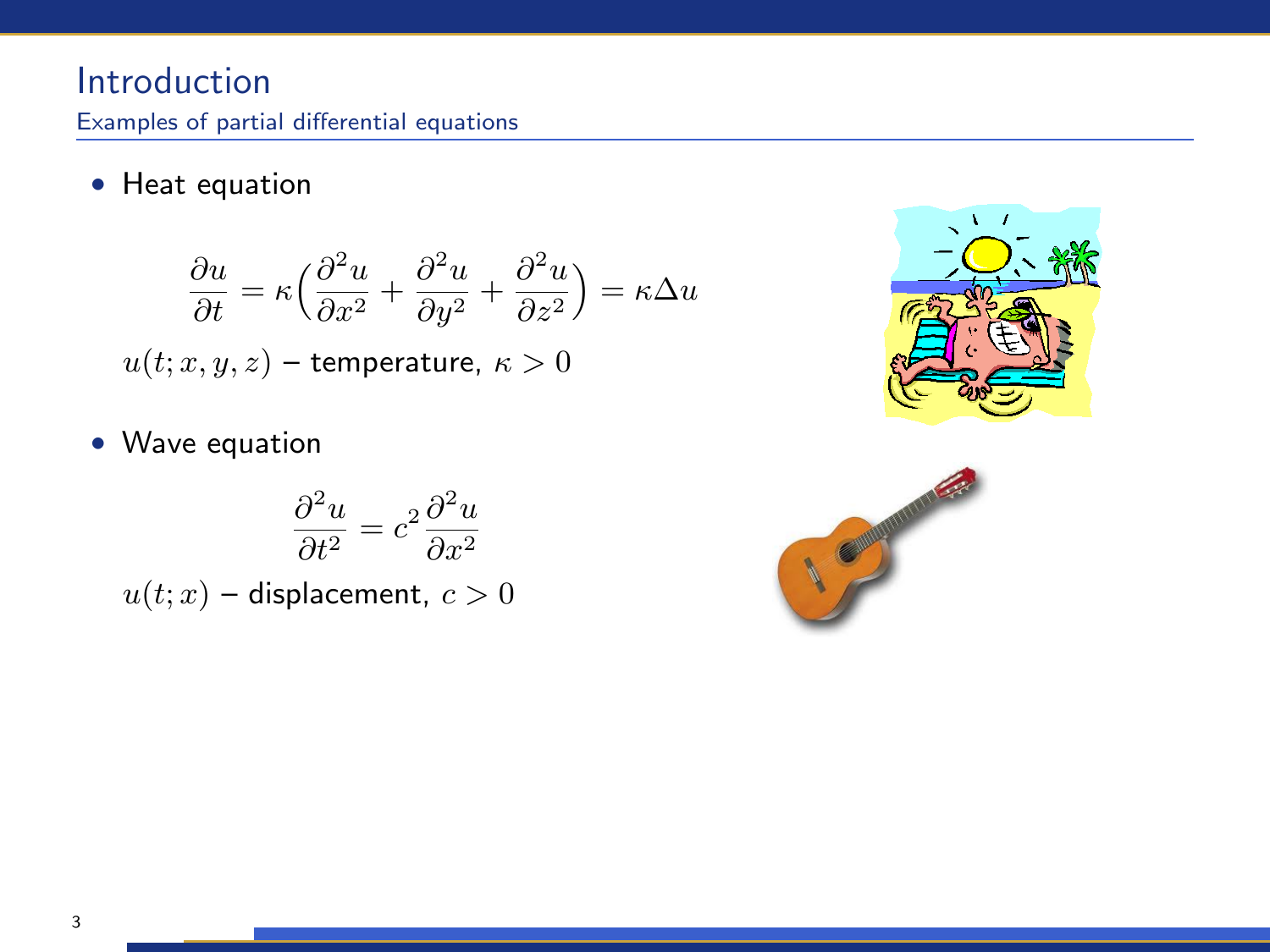## Introduction

### Examples of partial differential equations

- Heat equation

$$\frac{\partial u}{\partial t} = \kappa\Big(\frac{\partial^2 u}{\partial x^2} + \frac{\partial^2 u}{\partial y^2} + \frac{\partial^2 u}{\partial z^2}\Big) = \kappa \Delta u$$

$u(t; x, y, z)$ – temperature, $\kappa > 0$

- Wave equation

$$\frac{\partial^2 u}{\partial t^2} = c^2 \frac{\partial^2 u}{\partial x^2}$$

$u(t; x)$ – displacement, $c > 0$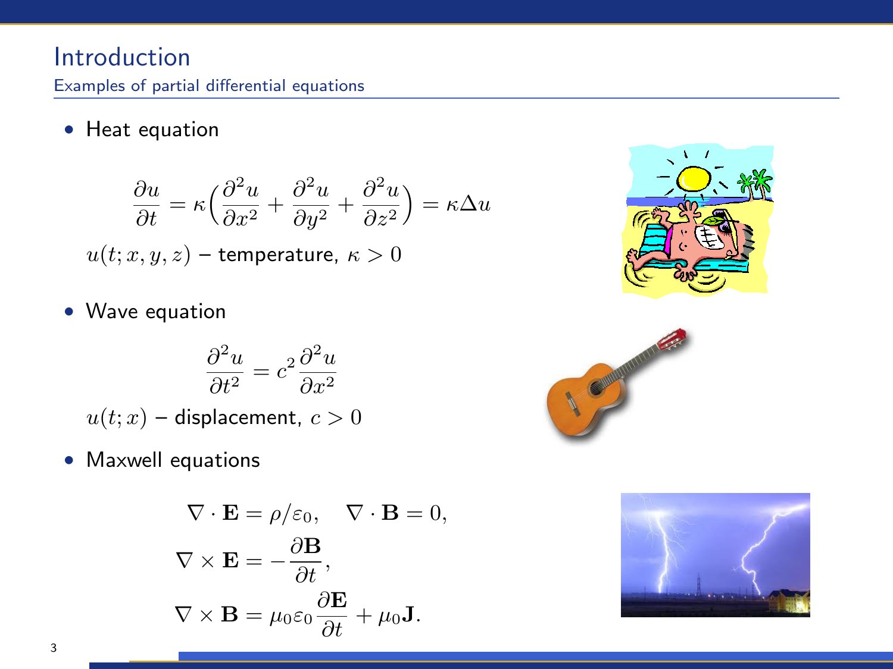# Introduction

## Examples of partial differential equations

- Heat equation

$$\frac{\partial u}{\partial t} = \kappa\Big(\frac{\partial^2 u}{\partial x^2} + \frac{\partial^2 u}{\partial y^2} + \frac{\partial^2 u}{\partial z^2}\Big) = \kappa \Delta u$$

$u(t; x, y, z)$ – temperature, $\kappa > 0$

- Wave equation

$$\frac{\partial^2 u}{\partial t^2} = c^2 \frac{\partial^2 u}{\partial x^2}$$

$u(t; x)$ – displacement, $c > 0$

- Maxwell equations

$$\nabla \cdot \mathbf{E} = \rho/\varepsilon_0, \quad \nabla \cdot \mathbf{B} = 0,$$

$$\nabla \times \mathbf{E} = -\frac{\partial \mathbf{B}}{\partial t},$$

$$\nabla \times \mathbf{B} = \mu_0 \varepsilon_0 \frac{\partial \mathbf{E}}{\partial t} + \mu_0 \mathbf{J}.$$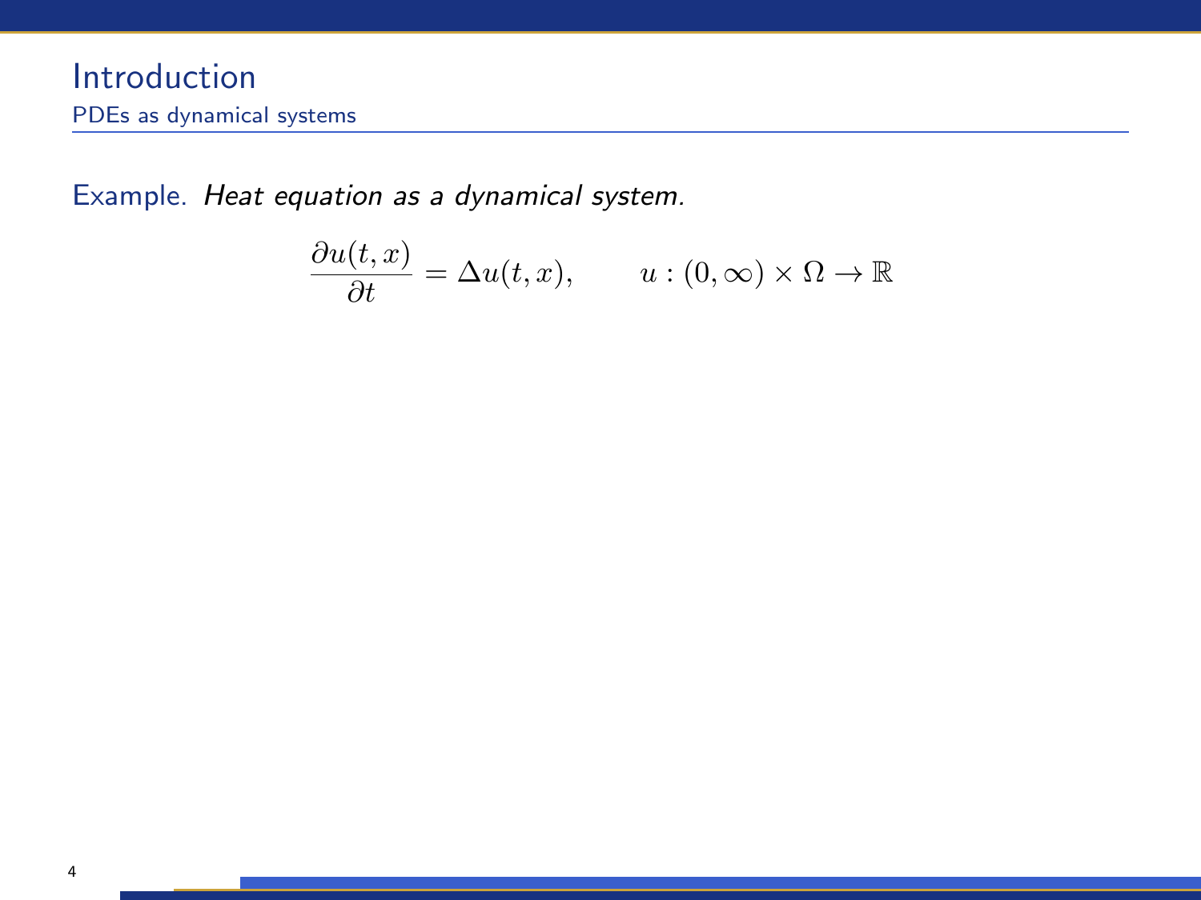# Introduction

## PDEs as dynamical systems

Example. *Heat equation as a dynamical system.*

$$\frac{\partial u(t,x)}{\partial t} = \Delta u(t,x), \qquad u : (0,\infty) \times \Omega \to \mathbb{R}$$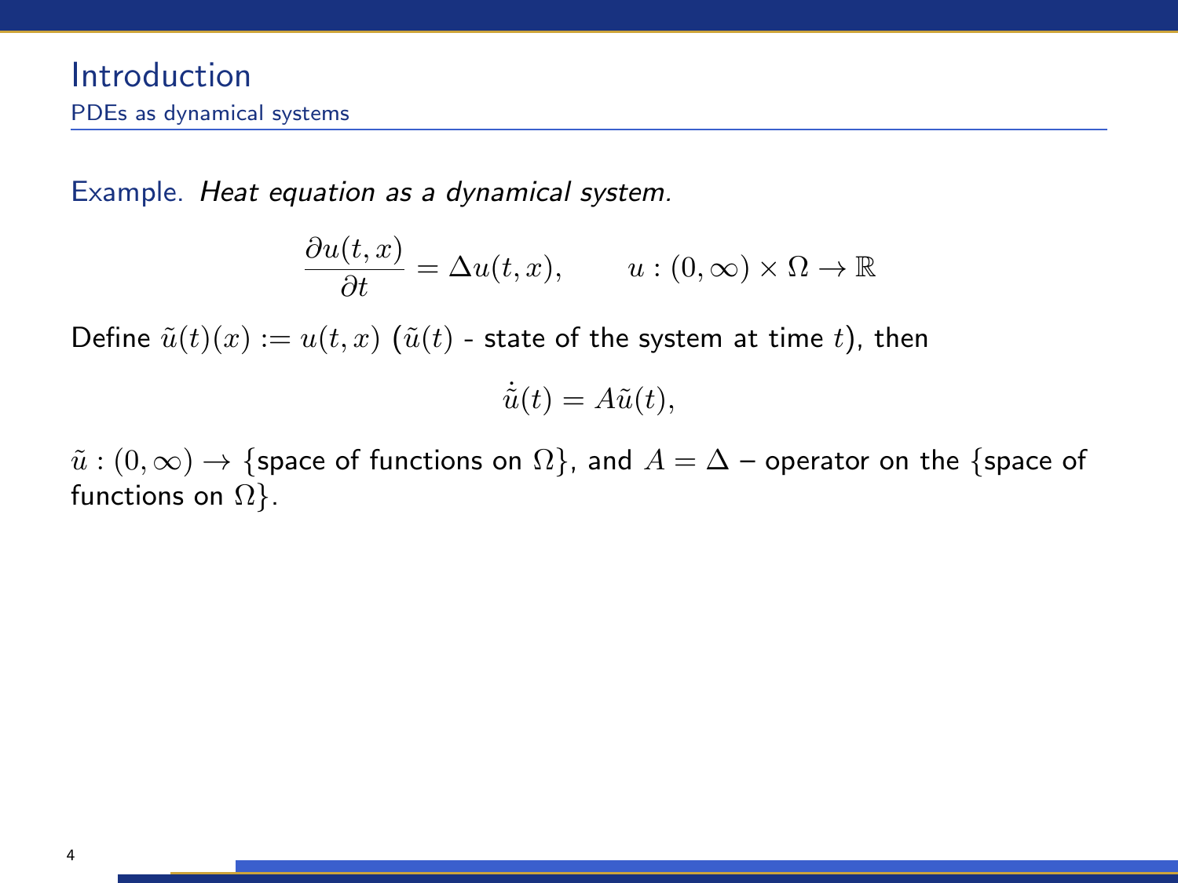## Introduction

### PDEs as dynamical systems

Example. *Heat equation as a dynamical system.*

$$\frac{\partial u(t,x)}{\partial t} = \Delta u(t,x), \qquad u : (0,\infty) \times \Omega \to \mathbb{R}$$

Define $\tilde{u}(t)(x) := u(t,x)$ ($\tilde{u}(t)$ - state of the system at time $t$), then

$$\dot{\tilde{u}}(t) = A\tilde{u}(t),$$

$\tilde{u} : (0,\infty) \to \{$space of functions on $\Omega\}$, and $A = \Delta$ – operator on the $\{$space of functions on $\Omega\}$.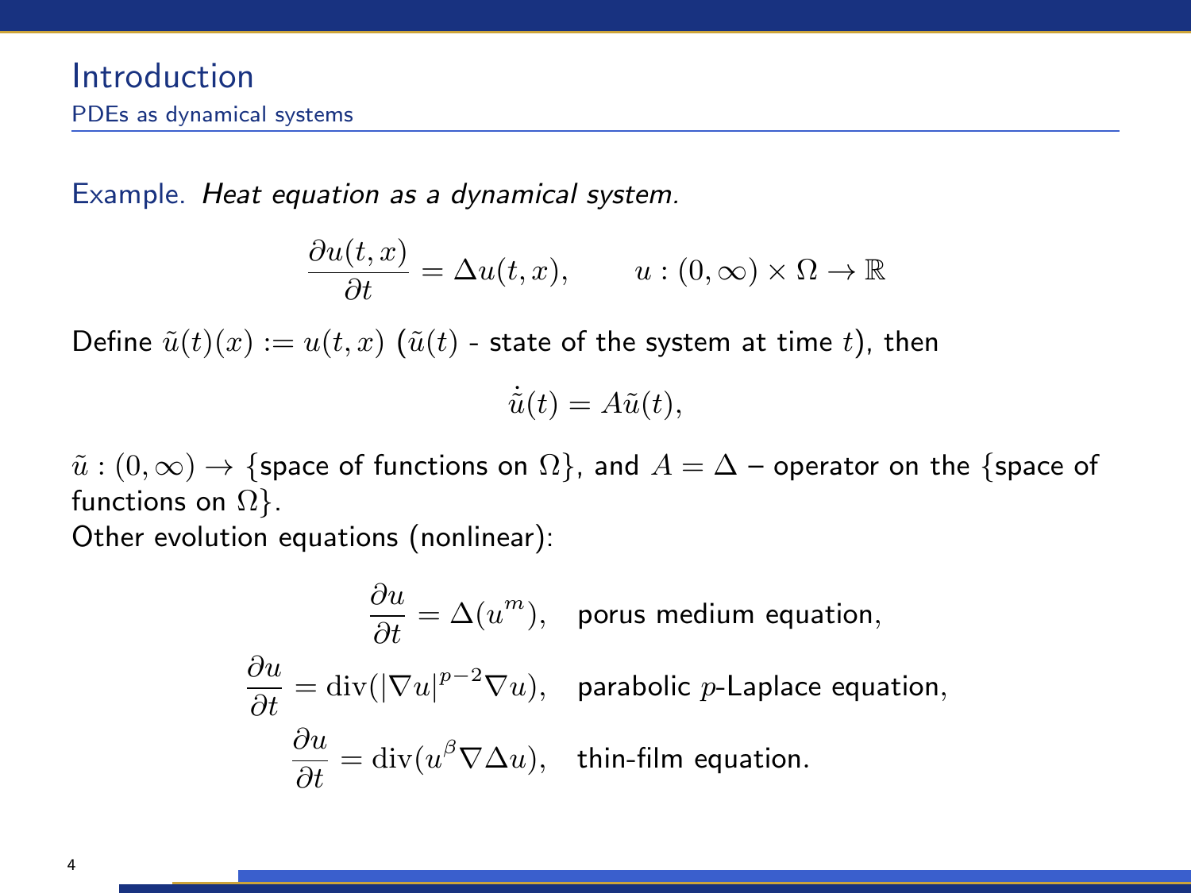## Introduction

### PDEs as dynamical systems

Example. *Heat equation as a dynamical system.*

$$\frac{\partial u(t,x)}{\partial t} = \Delta u(t,x), \qquad u : (0,\infty) \times \Omega \to \mathbb{R}$$

Define $\tilde{u}(t)(x) := u(t,x)$ ($\tilde{u}(t)$ - state of the system at time $t$), then

$$\dot{\tilde{u}}(t) = A\tilde{u}(t),$$

$\tilde{u} : (0,\infty) \to \{$space of functions on $\Omega\}$, and $A = \Delta$ – operator on the $\{$space of functions on $\Omega\}$.

Other evolution equations (nonlinear):

$$\frac{\partial u}{\partial t} = \Delta(u^m), \quad \text{porus medium equation,}$$

$$\frac{\partial u}{\partial t} = \operatorname{div}(|\nabla u|^{p-2}\nabla u), \quad \text{parabolic } p\text{-Laplace equation,}$$

$$\frac{\partial u}{\partial t} = \operatorname{div}(u^{\beta}\nabla \Delta u), \quad \text{thin-film equation.}$$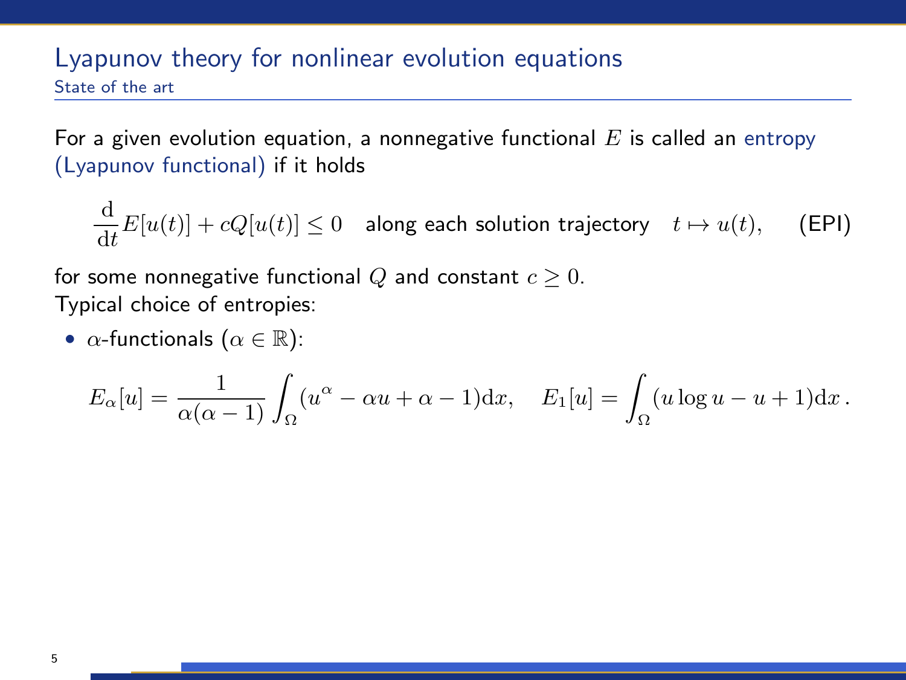## Lyapunov theory for nonlinear evolution equations

### State of the art

For a given evolution equation, a nonnegative functional $E$ is called an entropy (Lyapunov functional) if it holds

$$\frac{\mathrm{d}}{\mathrm{d}t}E[u(t)] + cQ[u(t)] \leq 0 \quad \text{along each solution trajectory} \quad t \mapsto u(t), \qquad \text{(EPI)}$$

for some nonnegative functional $Q$ and constant $c \geq 0$.
Typical choice of entropies:

- $\alpha$-functionals ($\alpha \in \mathbb{R}$):

$$E_\alpha[u] = \frac{1}{\alpha(\alpha-1)} \int_\Omega (u^\alpha - \alpha u + \alpha - 1)\mathrm{d}x, \quad E_1[u] = \int_\Omega (u \log u - u + 1)\mathrm{d}x \,.$$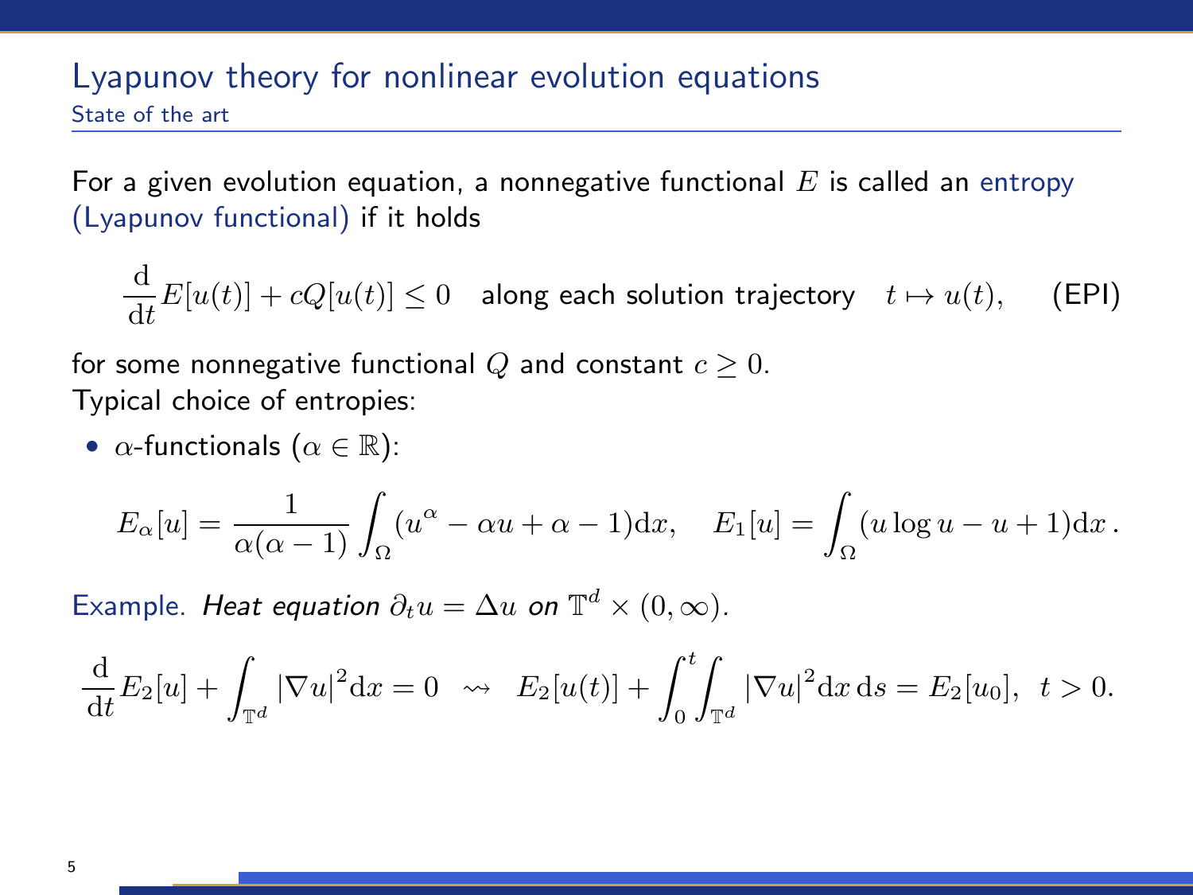# Lyapunov theory for nonlinear evolution equations

## State of the art

For a given evolution equation, a nonnegative functional $E$ is called an entropy (Lyapunov functional) if it holds

$$\frac{\mathrm{d}}{\mathrm{d}t}E[u(t)] + cQ[u(t)] \leq 0 \quad \text{along each solution trajectory} \quad t \mapsto u(t), \qquad \text{(EPI)}$$

for some nonnegative functional $Q$ and constant $c \geq 0$.
Typical choice of entropies:

- $\alpha$-functionals ($\alpha \in \mathbb{R}$):

$$E_\alpha[u] = \frac{1}{\alpha(\alpha-1)}\int_\Omega (u^\alpha - \alpha u + \alpha - 1)\mathrm{d}x, \quad E_1[u] = \int_\Omega (u \log u - u + 1)\mathrm{d}x\,.$$

Example. *Heat equation $\partial_t u = \Delta u$ on $\mathbb{T}^d \times (0,\infty)$.*

$$\frac{\mathrm{d}}{\mathrm{d}t}E_2[u] + \int_{\mathbb{T}^d} |\nabla u|^2 \mathrm{d}x = 0 \;\;\rightsquigarrow\;\; E_2[u(t)] + \int_0^t\int_{\mathbb{T}^d} |\nabla u|^2 \mathrm{d}x\,\mathrm{d}s = E_2[u_0], \;\; t > 0.$$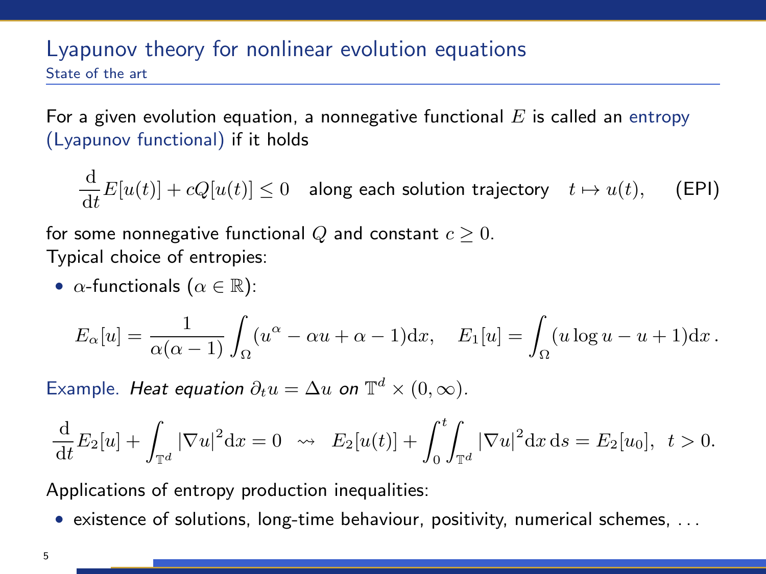# Lyapunov theory for nonlinear evolution equations

## State of the art

For a given evolution equation, a nonnegative functional $E$ is called an entropy (Lyapunov functional) if it holds

$$\frac{\mathrm{d}}{\mathrm{d}t}E[u(t)] + cQ[u(t)] \leq 0 \quad \text{along each solution trajectory} \quad t \mapsto u(t), \qquad \text{(EPI)}$$

for some nonnegative functional $Q$ and constant $c \geq 0$.
Typical choice of entropies:

- $\alpha$-functionals ($\alpha \in \mathbb{R}$):

$$E_\alpha[u] = \frac{1}{\alpha(\alpha-1)}\int_\Omega (u^\alpha - \alpha u + \alpha - 1)\mathrm{d}x, \quad E_1[u] = \int_\Omega (u \log u - u + 1)\mathrm{d}x\,.$$

Example. *Heat equation* $\partial_t u = \Delta u$ *on* $\mathbb{T}^d \times (0,\infty)$.

$$\frac{\mathrm{d}}{\mathrm{d}t}E_2[u] + \int_{\mathbb{T}^d} |\nabla u|^2 \mathrm{d}x = 0 \;\rightsquigarrow\; E_2[u(t)] + \int_0^t \int_{\mathbb{T}^d} |\nabla u|^2 \mathrm{d}x\,\mathrm{d}s = E_2[u_0], \;\; t > 0.$$

Applications of entropy production inequalities:

- existence of solutions, long-time behaviour, positivity, numerical schemes, ...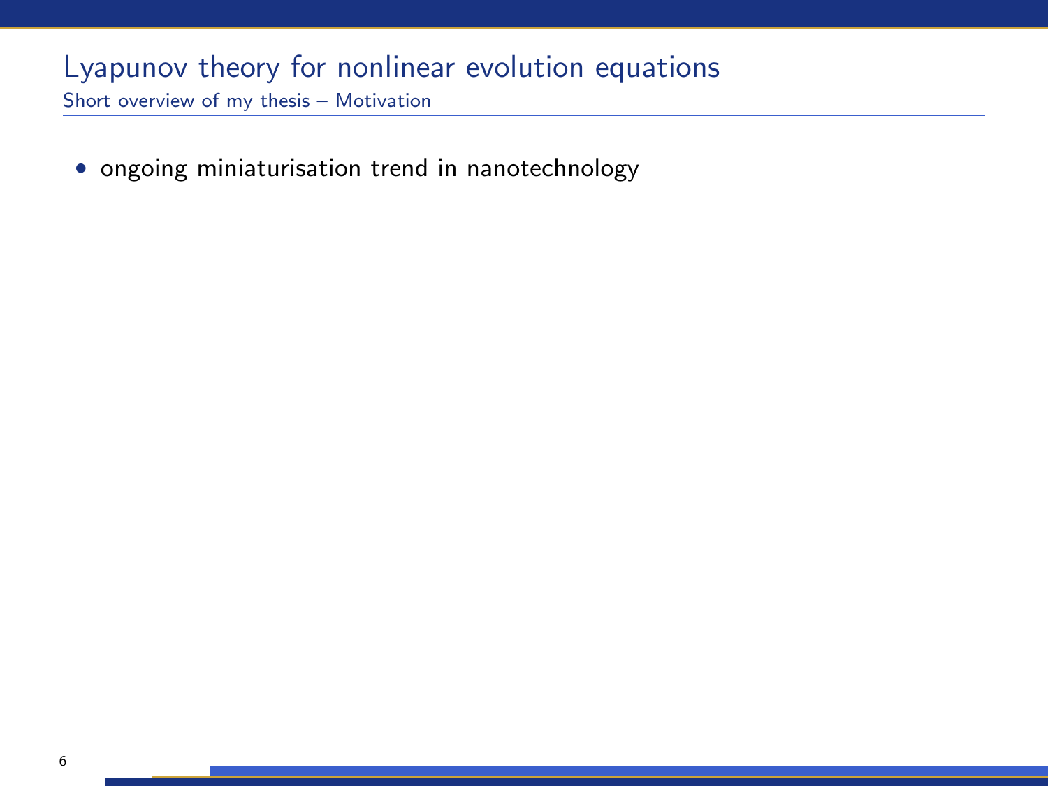## Lyapunov theory for nonlinear evolution equations

### Short overview of my thesis – Motivation

- ongoing miniaturisation trend in nanotechnology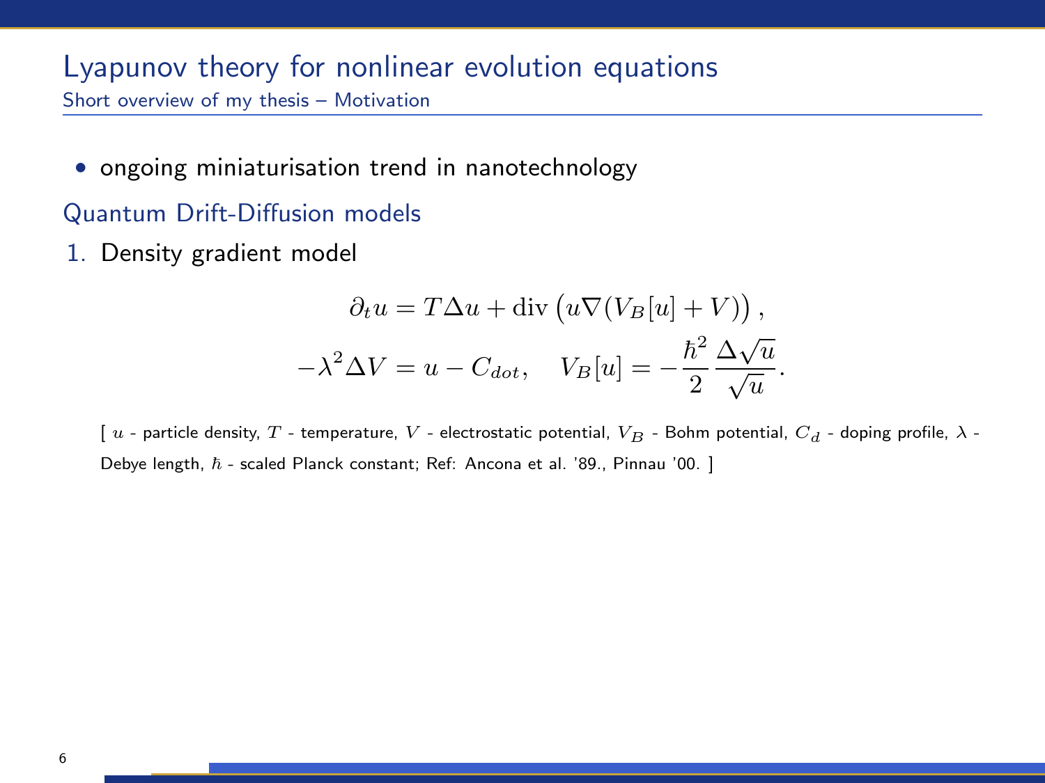# Lyapunov theory for nonlinear evolution equations

## Short overview of my thesis – Motivation

- ongoing miniaturisation trend in nanotechnology

### Quantum Drift-Diffusion models

1. Density gradient model

$$\partial_t u = T\Delta u + \operatorname{div}\left(u\nabla(V_B[u] + V)\right),$$

$$-\lambda^2 \Delta V = u - C_{dot}, \quad V_B[u] = -\frac{\hbar^2}{2}\frac{\Delta\sqrt{u}}{\sqrt{u}}.$$

[ $u$ - particle density, $T$ - temperature, $V$ - electrostatic potential, $V_B$ - Bohm potential, $C_d$ - doping profile, $\lambda$ - Debye length, $\hbar$ - scaled Planck constant; Ref: Ancona et al. '89., Pinnau '00. ]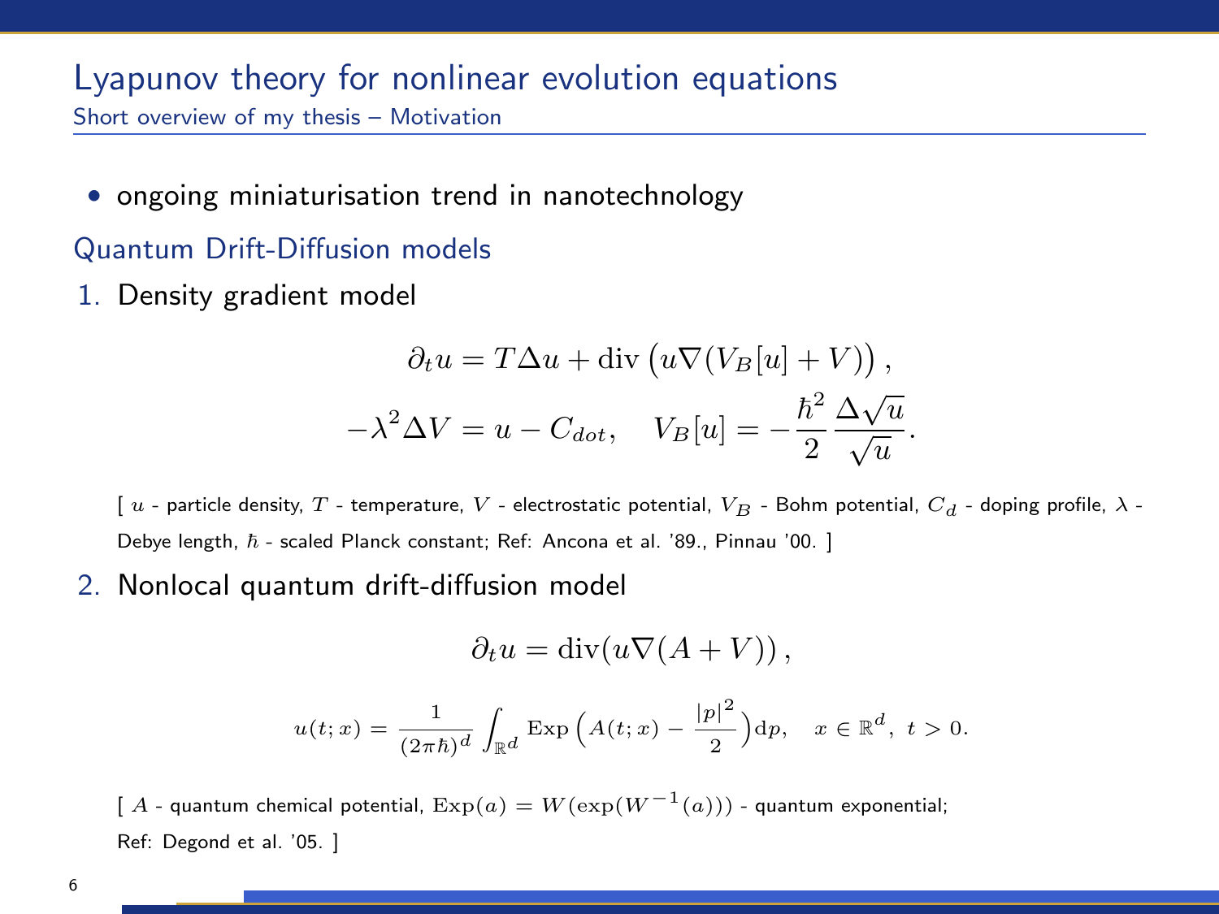# Lyapunov theory for nonlinear evolution equations

## Short overview of my thesis – Motivation

- ongoing miniaturisation trend in nanotechnology

### Quantum Drift-Diffusion models

1. Density gradient model

$$\partial_t u = T\Delta u + \operatorname{div}\left(u\nabla(V_B[u] + V)\right),$$
$$-\lambda^2 \Delta V = u - C_{dot}, \quad V_B[u] = -\frac{\hbar^2}{2}\frac{\Delta\sqrt{u}}{\sqrt{u}}.$$

[ $u$ - particle density, $T$ - temperature, $V$ - electrostatic potential, $V_B$ - Bohm potential, $C_d$ - doping profile, $\lambda$ - Debye length, $\hbar$ - scaled Planck constant; Ref: Ancona et al. '89., Pinnau '00. ]

2. Nonlocal quantum drift-diffusion model

$$\partial_t u = \operatorname{div}(u\nabla(A + V)),$$

$$u(t;x) = \frac{1}{(2\pi\hbar)^d}\int_{\mathbb{R}^d} \operatorname{Exp}\Big(A(t;x) - \frac{|p|^2}{2}\Big)\mathrm{d}p, \quad x \in \mathbb{R}^d,\ t > 0.$$

[ $A$ - quantum chemical potential, $\operatorname{Exp}(a) = W(\exp(W^{-1}(a)))$ - quantum exponential; Ref: Degond et al. '05. ]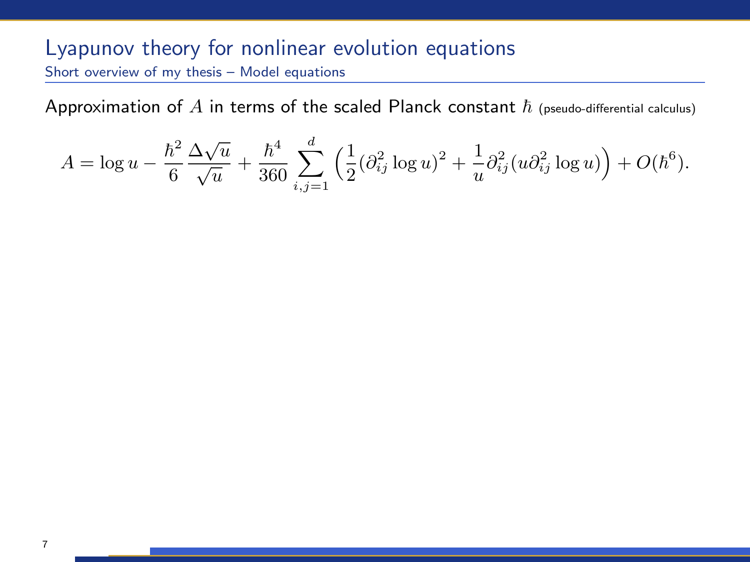# Lyapunov theory for nonlinear evolution equations

## Short overview of my thesis – Model equations

Approximation of $A$ in terms of the scaled Planck constant $\hbar$ (pseudo-differential calculus)

$$A = \log u - \frac{\hbar^2}{6}\frac{\Delta\sqrt{u}}{\sqrt{u}} + \frac{\hbar^4}{360}\sum_{i,j=1}^{d}\Big(\frac{1}{2}(\partial_{ij}^2 \log u)^2 + \frac{1}{u}\partial_{ij}^2(u\partial_{ij}^2 \log u)\Big) + O(\hbar^6).$$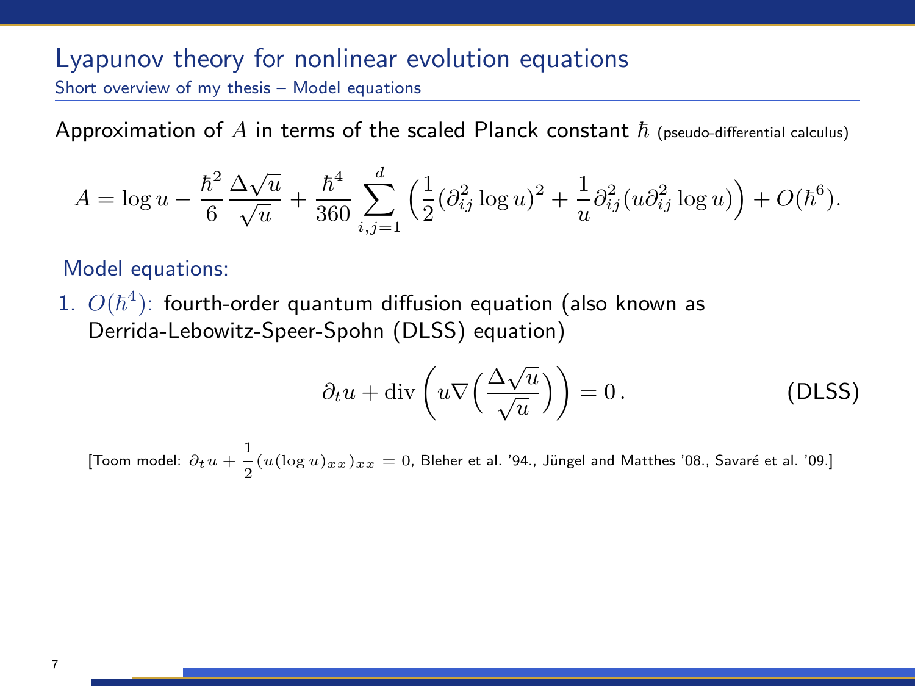# Lyapunov theory for nonlinear evolution equations

## Short overview of my thesis – Model equations

Approximation of $A$ in terms of the scaled Planck constant $\hbar$ (pseudo-differential calculus)

$$A = \log u - \frac{\hbar^2}{6}\frac{\Delta\sqrt{u}}{\sqrt{u}} + \frac{\hbar^4}{360}\sum_{i,j=1}^{d}\Big(\frac{1}{2}(\partial_{ij}^2 \log u)^2 + \frac{1}{u}\partial_{ij}^2(u\partial_{ij}^2 \log u)\Big) + O(\hbar^6).$$

Model equations:

1. $O(\hbar^4)$: fourth-order quantum diffusion equation (also known as Derrida-Lebowitz-Speer-Spohn (DLSS) equation)

$$\partial_t u + \operatorname{div}\left(u\nabla\Big(\frac{\Delta\sqrt{u}}{\sqrt{u}}\Big)\right) = 0\,. \qquad \text{(DLSS)}$$

[Toom model: $\partial_t u + \frac{1}{2}(u(\log u)_{xx})_{xx} = 0$, Bleher et al. '94., Jüngel and Matthes '08., Savaré et al. '09.]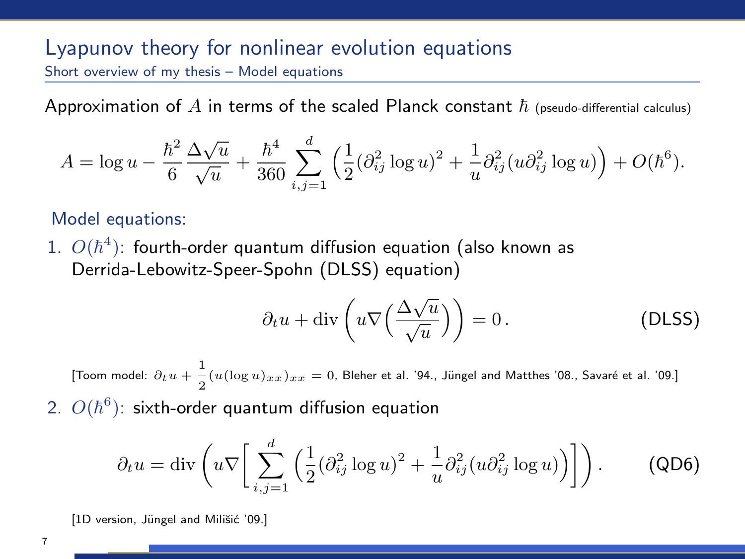# Lyapunov theory for nonlinear evolution equations

## Short overview of my thesis – Model equations

Approximation of $A$ in terms of the scaled Planck constant $\hbar$ (pseudo-differential calculus)

$$A = \log u - \frac{\hbar^2}{6}\frac{\Delta\sqrt{u}}{\sqrt{u}} + \frac{\hbar^4}{360}\sum_{i,j=1}^{d}\Big(\frac{1}{2}(\partial_{ij}^2 \log u)^2 + \frac{1}{u}\partial_{ij}^2(u\partial_{ij}^2 \log u)\Big) + O(\hbar^6).$$

Model equations:

1. $O(\hbar^4)$: fourth-order quantum diffusion equation (also known as Derrida-Lebowitz-Speer-Spohn (DLSS) equation)

$$\partial_t u + \operatorname{div}\left(u\nabla\Big(\frac{\Delta\sqrt{u}}{\sqrt{u}}\Big)\right) = 0\,. \qquad \text{(DLSS)}$$

[Toom model: $\partial_t u + \frac{1}{2}(u(\log u)_{xx})_{xx} = 0$, Bleher et al. '94., Jüngel and Matthes '08., Savaré et al. '09.]

2. $O(\hbar^6)$: sixth-order quantum diffusion equation

$$\partial_t u = \operatorname{div}\left(u\nabla\Big[\sum_{i,j=1}^{d}\Big(\frac{1}{2}(\partial_{ij}^2 \log u)^2 + \frac{1}{u}\partial_{ij}^2(u\partial_{ij}^2 \log u)\Big)\Big]\right). \qquad \text{(QD6)}$$

[1D version, Jüngel and Milišić '09.]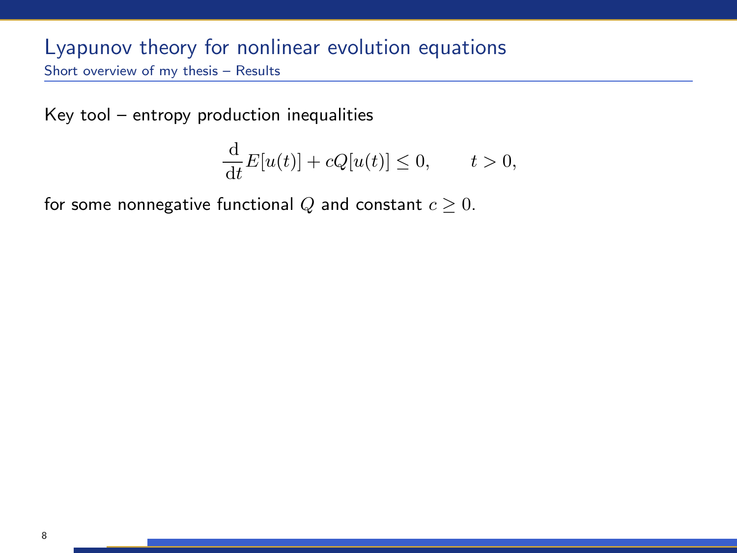# Lyapunov theory for nonlinear evolution equations

## Short overview of my thesis – Results

Key tool – entropy production inequalities

$$\frac{\mathrm{d}}{\mathrm{d}t}E[u(t)] + cQ[u(t)] \leq 0, \qquad t > 0,$$

for some nonnegative functional $Q$ and constant $c \geq 0$.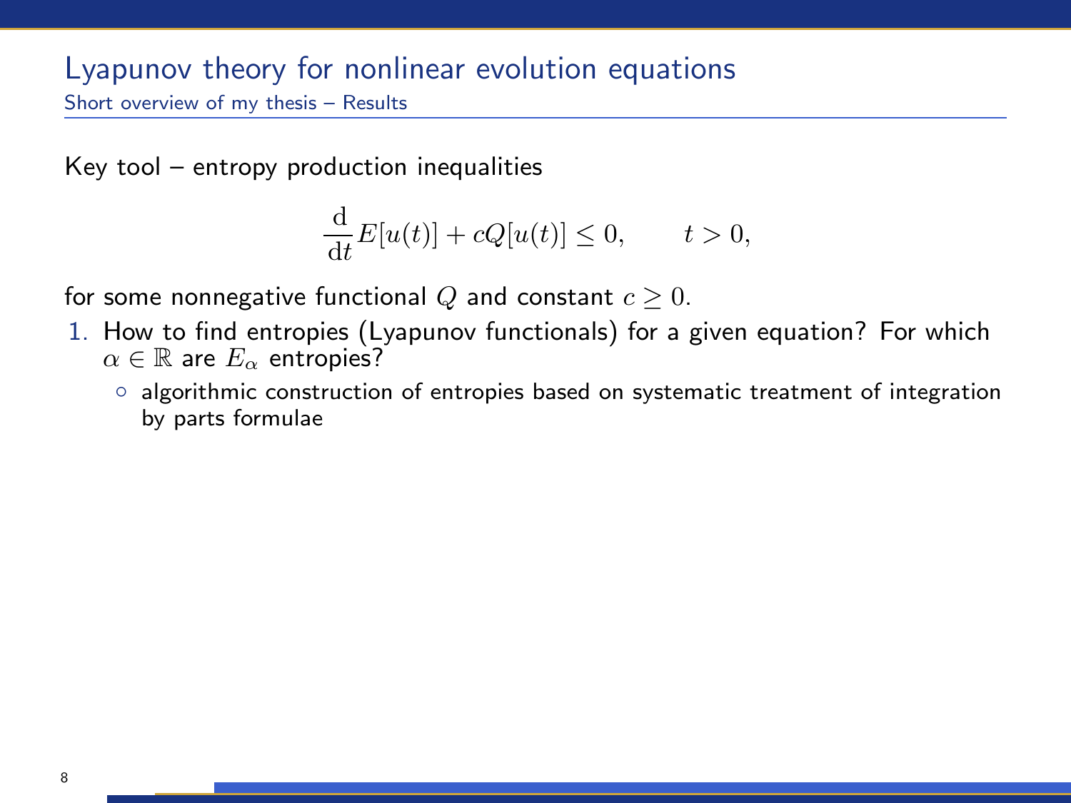# Lyapunov theory for nonlinear evolution equations

## Short overview of my thesis – Results

Key tool – entropy production inequalities

$$\frac{\mathrm{d}}{\mathrm{d}t}E[u(t)] + cQ[u(t)] \leq 0, \qquad t > 0,$$

for some nonnegative functional $Q$ and constant $c \geq 0$.

1. How to find entropies (Lyapunov functionals) for a given equation? For which $\alpha \in \mathbb{R}$ are $E_\alpha$ entropies?
   - algorithmic construction of entropies based on systematic treatment of integration by parts formulae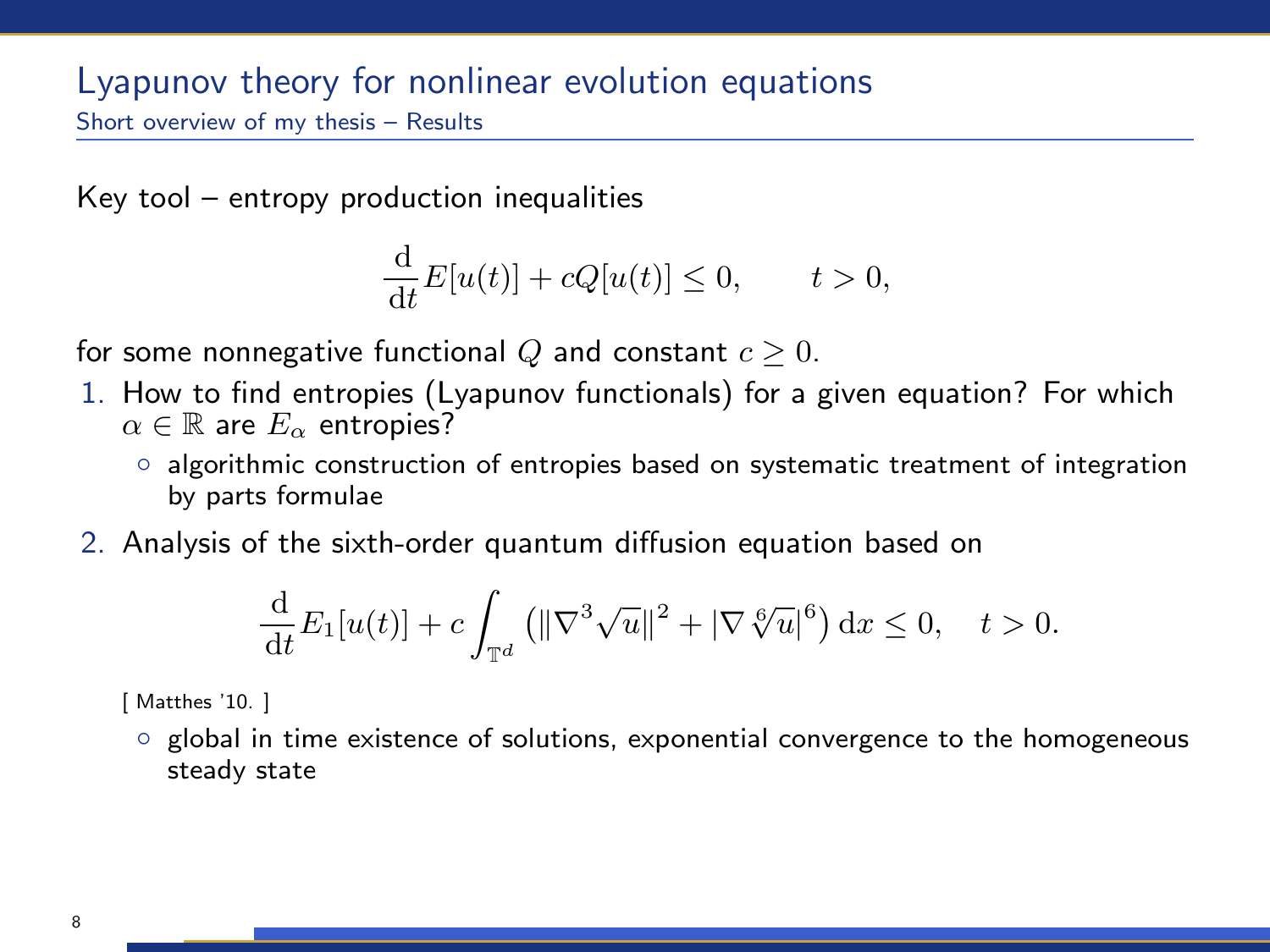## Lyapunov theory for nonlinear evolution equations

### Short overview of my thesis – Results

Key tool – entropy production inequalities

$$\frac{\mathrm{d}}{\mathrm{d}t} E[u(t)] + cQ[u(t)] \leq 0, \qquad t > 0,$$

for some nonnegative functional $Q$ and constant $c \geq 0$.

1. How to find entropies (Lyapunov functionals) for a given equation? For which $\alpha \in \mathbb{R}$ are $E_\alpha$ entropies?
   - algorithmic construction of entropies based on systematic treatment of integration by parts formulae
2. Analysis of the sixth-order quantum diffusion equation based on

$$\frac{\mathrm{d}}{\mathrm{d}t} E_1[u(t)] + c \int_{\mathbb{T}^d} \left( \|\nabla^3 \sqrt{u}\|^2 + |\nabla \sqrt[6]{u}|^6 \right) \mathrm{d}x \leq 0, \quad t > 0.$$

   [ Matthes '10. ]

   - global in time existence of solutions, exponential convergence to the homogeneous steady state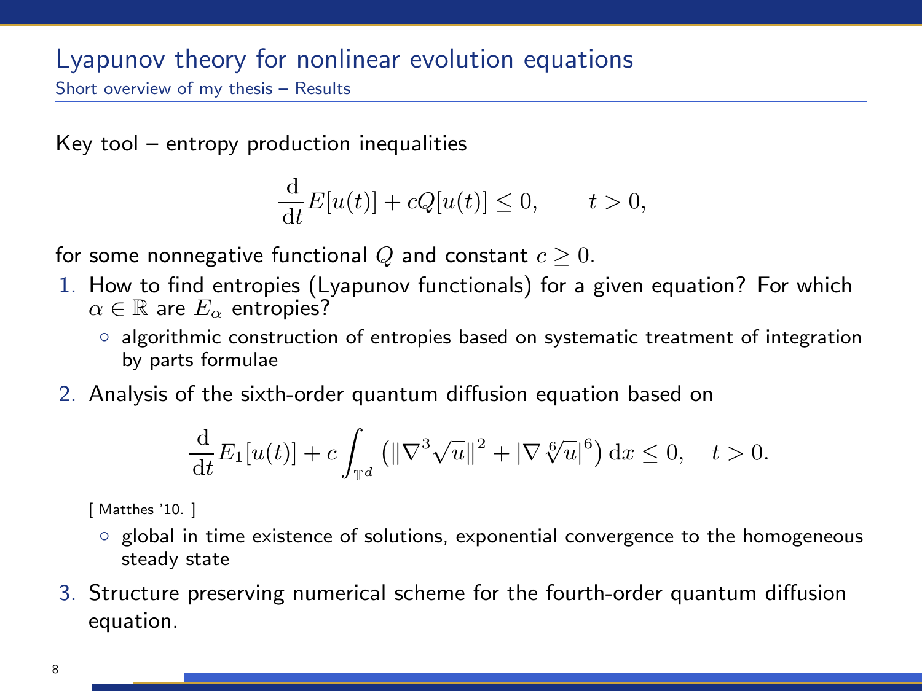# Lyapunov theory for nonlinear evolution equations

## Short overview of my thesis – Results

Key tool – entropy production inequalities

$$\frac{\mathrm{d}}{\mathrm{d}t}E[u(t)] + cQ[u(t)] \leq 0, \qquad t > 0,$$

for some nonnegative functional $Q$ and constant $c \geq 0$.

1. How to find entropies (Lyapunov functionals) for a given equation? For which $\alpha \in \mathbb{R}$ are $E_\alpha$ entropies?
   - algorithmic construction of entropies based on systematic treatment of integration by parts formulae
2. Analysis of the sixth-order quantum diffusion equation based on

   $$\frac{\mathrm{d}}{\mathrm{d}t}E_1[u(t)] + c\int_{\mathbb{T}^d} \left(\|\nabla^3 \sqrt{u}\|^2 + |\nabla \sqrt[6]{u}|^6\right) \mathrm{d}x \leq 0, \quad t > 0.$$

   [ Matthes '10. ]
   - global in time existence of solutions, exponential convergence to the homogeneous steady state
3. Structure preserving numerical scheme for the fourth-order quantum diffusion equation.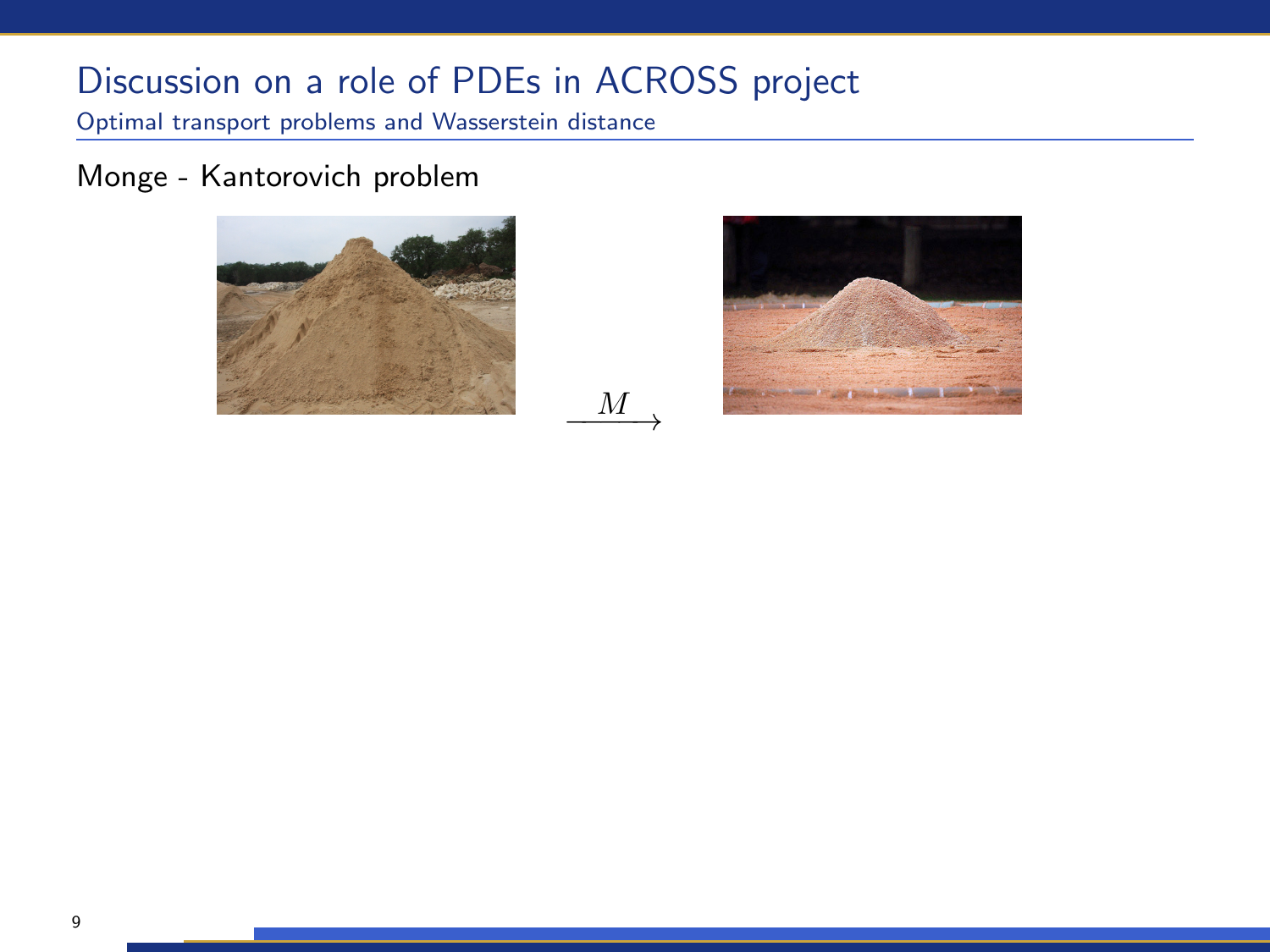# Discussion on a role of PDEs in ACROSS project

## Optimal transport problems and Wasserstein distance

### Monge - Kantorovich problem

$$\xrightarrow{M}$$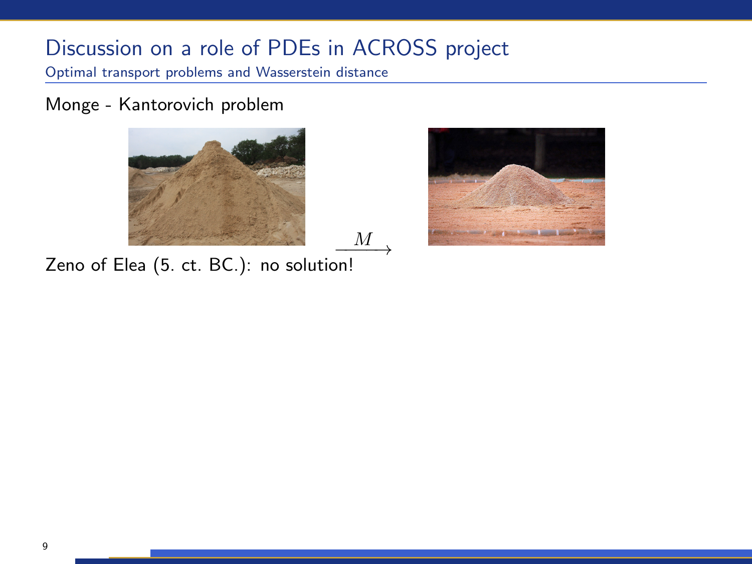# Discussion on a role of PDEs in ACROSS project

## Optimal transport problems and Wasserstein distance

Monge - Kantorovich problem

$$\xrightarrow{M}$$

Zeno of Elea (5. ct. BC.): no solution!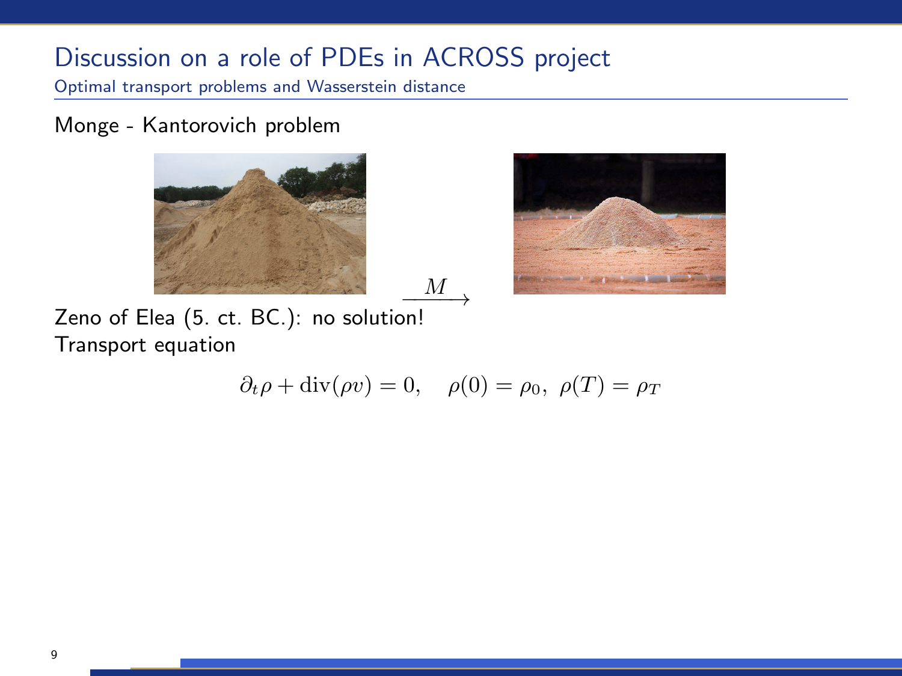# Discussion on a role of PDEs in ACROSS project

## Optimal transport problems and Wasserstein distance

Monge - Kantorovich problem

$$\xrightarrow{M}$$

Zeno of Elea (5. ct. BC.): no solution!

Transport equation

$$\partial_t \rho + \operatorname{div}(\rho v) = 0, \quad \rho(0) = \rho_0,\ \rho(T) = \rho_T$$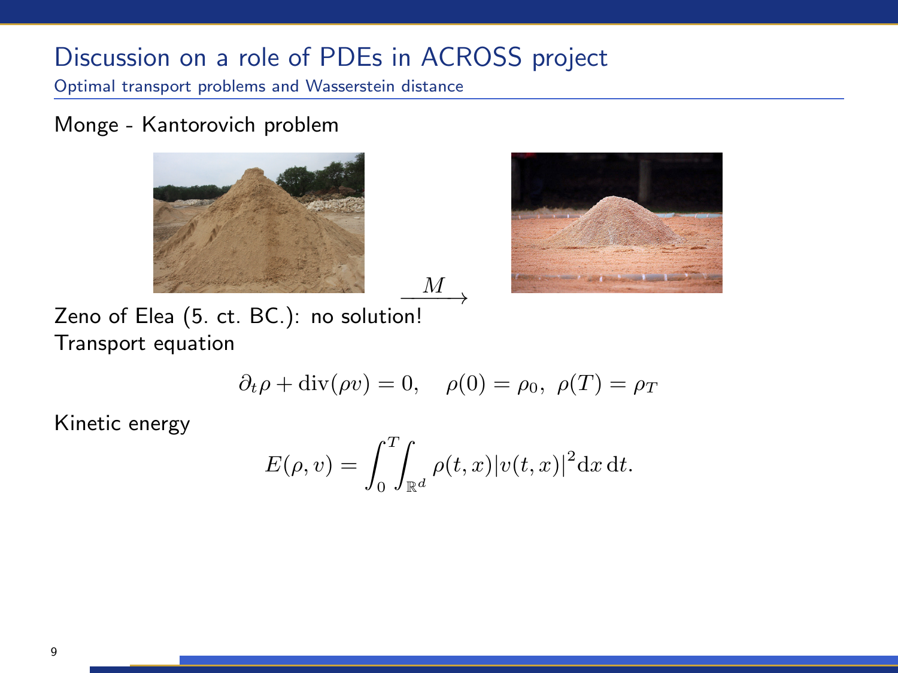# Discussion on a role of PDEs in ACROSS project

## Optimal transport problems and Wasserstein distance

Monge - Kantorovich problem

$$\xrightarrow{M}$$

Zeno of Elea (5. ct. BC.): no solution!

Transport equation

$$\partial_t \rho + \mathrm{div}(\rho v) = 0, \quad \rho(0) = \rho_0,\ \rho(T) = \rho_T$$

Kinetic energy

$$E(\rho, v) = \int_0^T \int_{\mathbb{R}^d} \rho(t,x) |v(t,x)|^2 \mathrm{d}x \, \mathrm{d}t.$$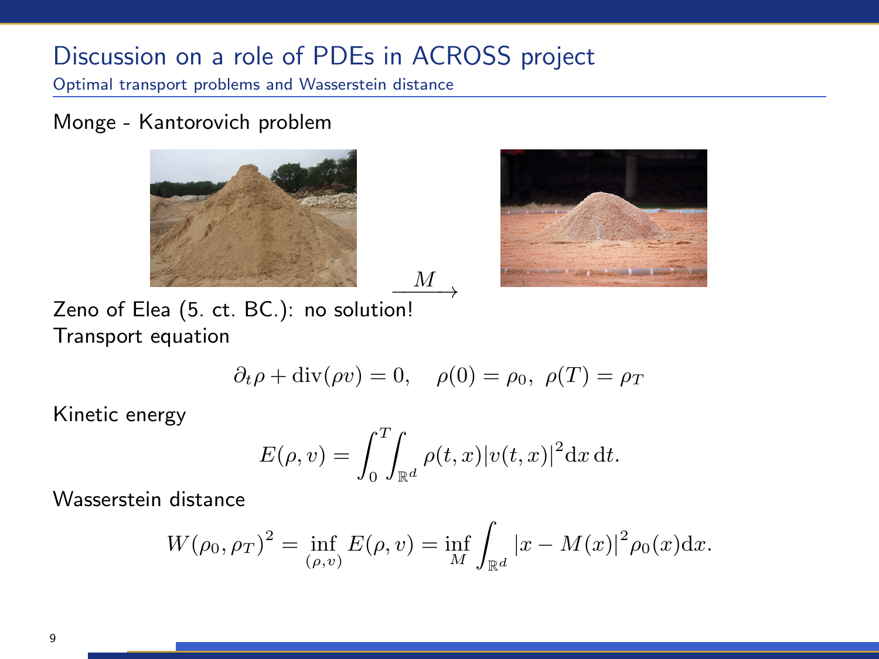# Discussion on a role of PDEs in ACROSS project

## Optimal transport problems and Wasserstein distance

Monge - Kantorovich problem

$$\xrightarrow{M}$$

Zeno of Elea (5. ct. BC.): no solution!

Transport equation

$$\partial_t \rho + \operatorname{div}(\rho v) = 0, \quad \rho(0) = \rho_0, \ \rho(T) = \rho_T$$

Kinetic energy

$$E(\rho, v) = \int_0^T \int_{\mathbb{R}^d} \rho(t,x) |v(t,x)|^2 \mathrm{d}x \, \mathrm{d}t.$$

Wasserstein distance

$$W(\rho_0, \rho_T)^2 = \inf_{(\rho,v)} E(\rho, v) = \inf_M \int_{\mathbb{R}^d} |x - M(x)|^2 \rho_0(x) \mathrm{d}x.$$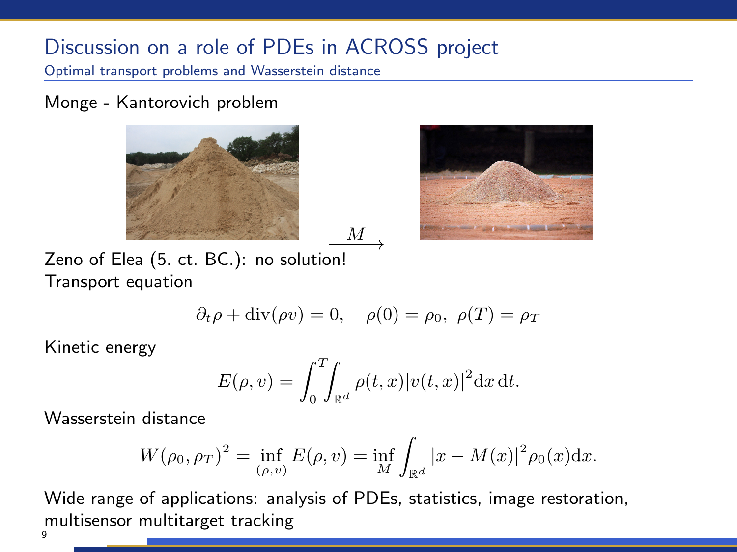# Discussion on a role of PDEs in ACROSS project

## Optimal transport problems and Wasserstein distance

Monge - Kantorovich problem

$$\xrightarrow{M}$$

Zeno of Elea (5. ct. BC.): no solution!

Transport equation

$$\partial_t \rho + \operatorname{div}(\rho v) = 0, \quad \rho(0) = \rho_0, \ \rho(T) = \rho_T$$

Kinetic energy

$$E(\rho, v) = \int_0^T \int_{\mathbb{R}^d} \rho(t,x) |v(t,x)|^2 \mathrm{d}x \, \mathrm{d}t.$$

Wasserstein distance

$$W(\rho_0, \rho_T)^2 = \inf_{(\rho,v)} E(\rho, v) = \inf_M \int_{\mathbb{R}^d} |x - M(x)|^2 \rho_0(x) \mathrm{d}x.$$

Wide range of applications: analysis of PDEs, statistics, image restoration, multisensor multitarget tracking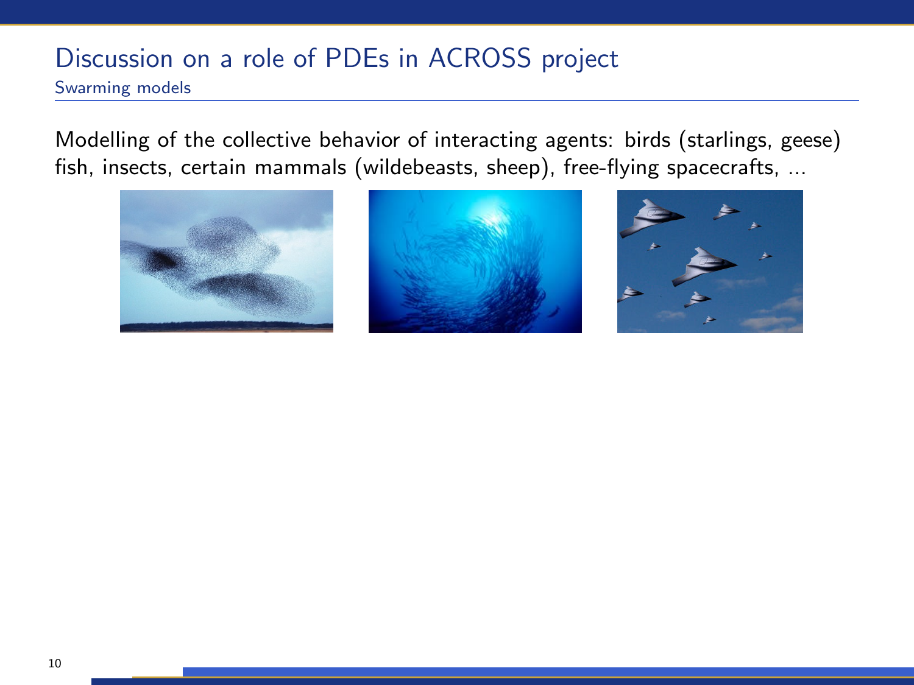# Discussion on a role of PDEs in ACROSS project

## Swarming models

Modelling of the collective behavior of interacting agents: birds (starlings, geese) fish, insects, certain mammals (wildebeasts, sheep), free-flying spacecrafts, ...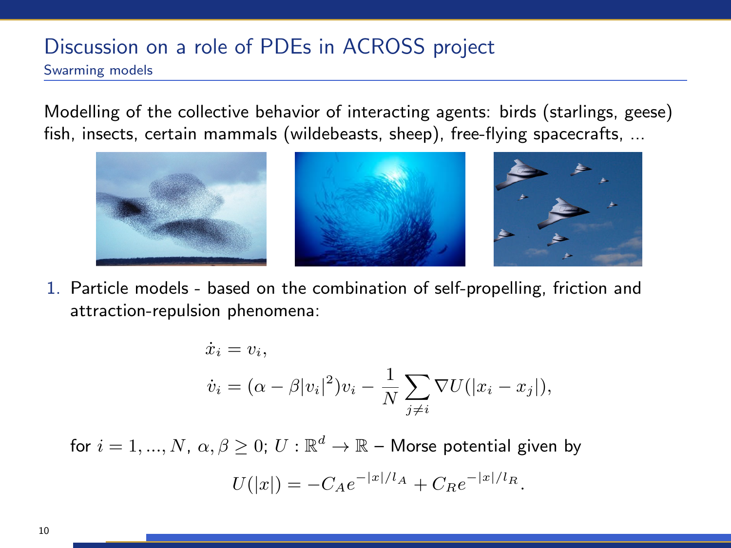# Discussion on a role of PDEs in ACROSS project

## Swarming models

Modelling of the collective behavior of interacting agents: birds (starlings, geese) fish, insects, certain mammals (wildebeasts, sheep), free-flying spacecrafts, ...

1. Particle models - based on the combination of self-propelling, friction and attraction-repulsion phenomena:

$$
\begin{aligned}
\dot{x}_i &= v_i, \\
\dot{v}_i &= (\alpha - \beta |v_i|^2) v_i - \frac{1}{N} \sum_{j \neq i} \nabla U(|x_i - x_j|),
\end{aligned}
$$

for $i = 1, ..., N$, $\alpha, \beta \geq 0$; $U : \mathbb{R}^d \to \mathbb{R}$ – Morse potential given by

$$
U(|x|) = -C_A e^{-|x|/l_A} + C_R e^{-|x|/l_R}.
$$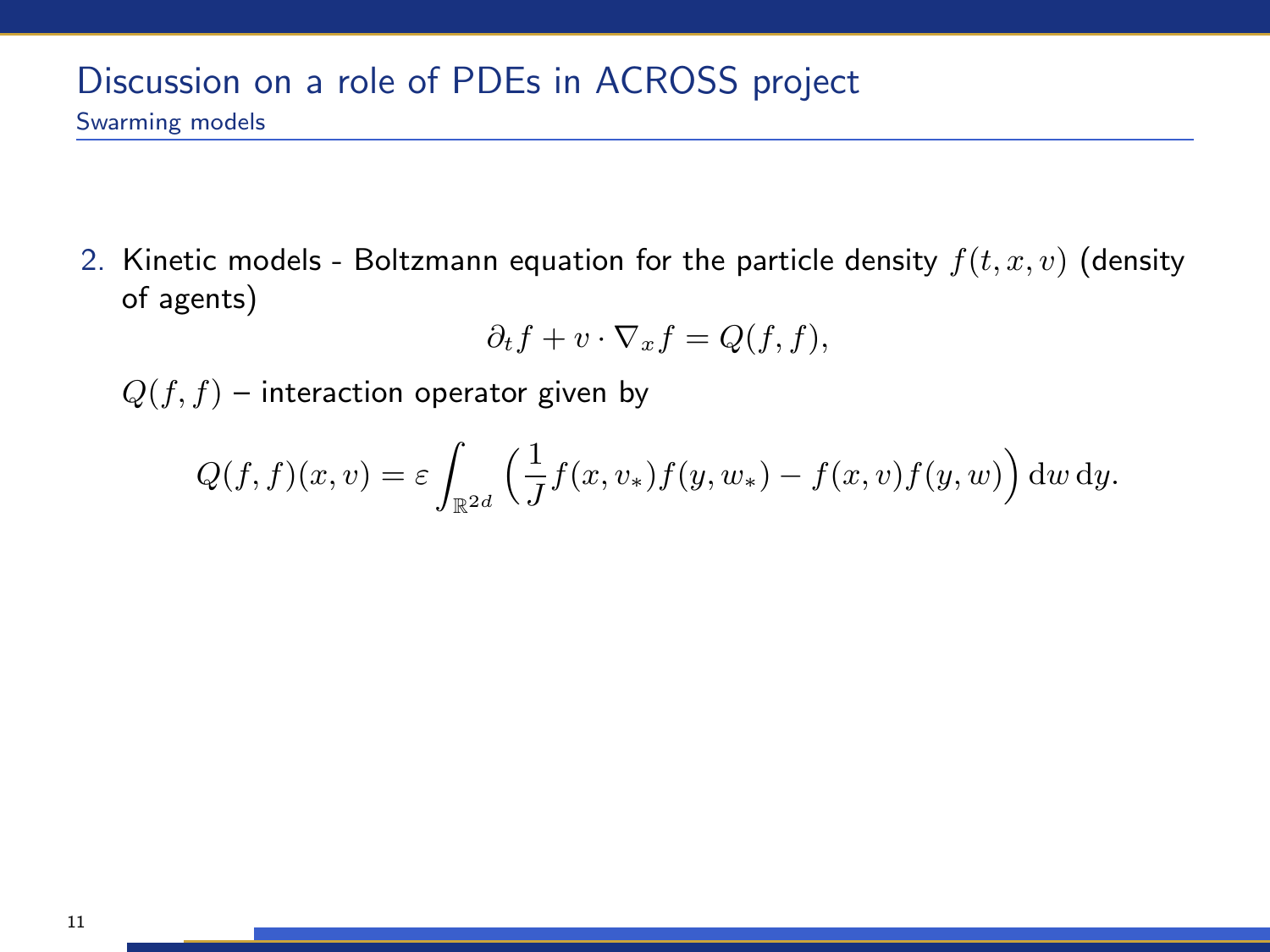## Discussion on a role of PDEs in ACROSS project

### Swarming models

2. Kinetic models - Boltzmann equation for the particle density $f(t, x, v)$ (density of agents)

$$\partial_t f + v \cdot \nabla_x f = Q(f, f),$$

$Q(f, f)$ – interaction operator given by

$$Q(f, f)(x, v) = \varepsilon \int_{\mathbb{R}^{2d}} \Big( \frac{1}{J} f(x, v_*) f(y, w_*) - f(x, v) f(y, w) \Big) \, \mathrm{d}w \, \mathrm{d}y.$$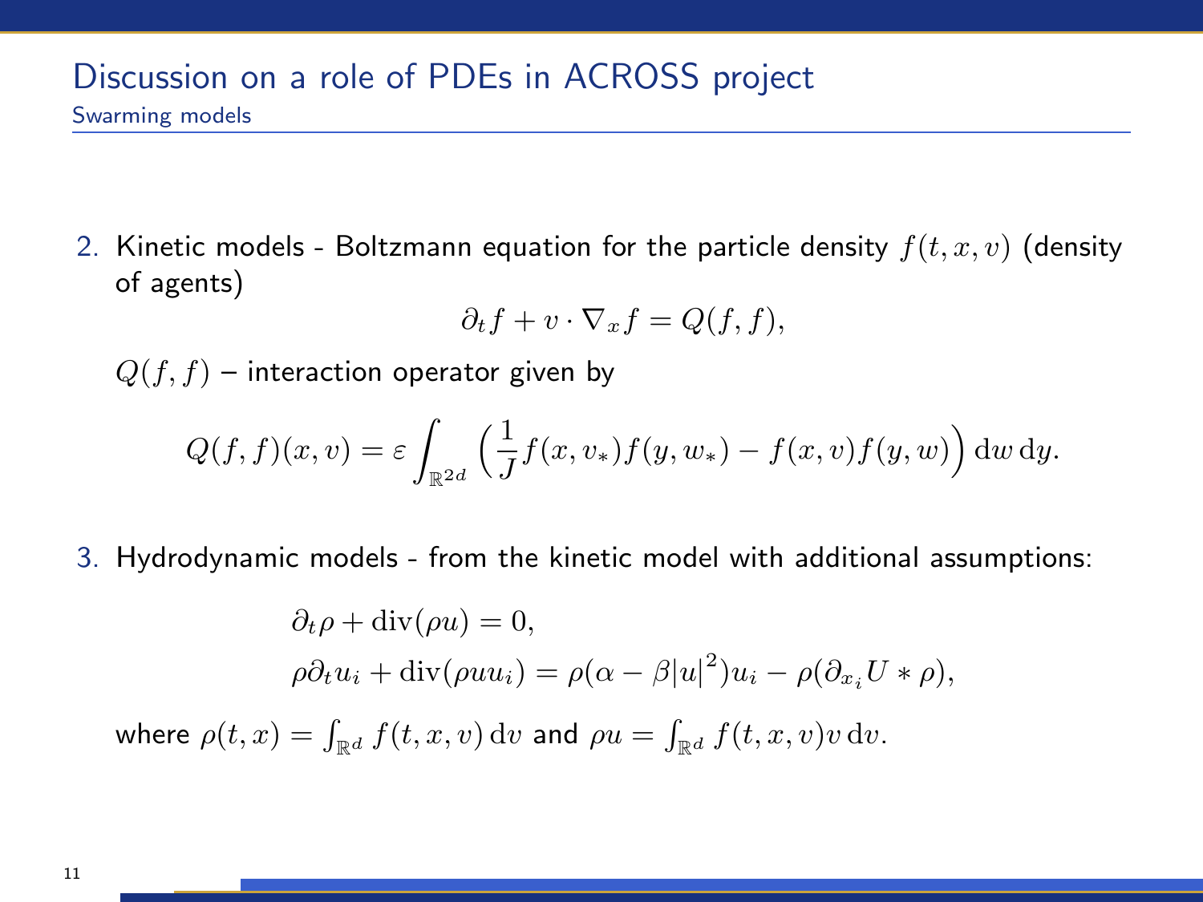# Discussion on a role of PDEs in ACROSS project

## Swarming models

2. Kinetic models - Boltzmann equation for the particle density $f(t, x, v)$ (density of agents)

$$\partial_t f + v \cdot \nabla_x f = Q(f, f),$$

$Q(f, f)$ – interaction operator given by

$$Q(f, f)(x, v) = \varepsilon \int_{\mathbb{R}^{2d}} \Big( \frac{1}{J} f(x, v_*) f(y, w_*) - f(x, v) f(y, w) \Big) \, \mathrm{d}w \, \mathrm{d}y.$$

3. Hydrodynamic models - from the kinetic model with additional assumptions:

$$\begin{aligned}
&\partial_t \rho + \operatorname{div}(\rho u) = 0, \\
&\rho \partial_t u_i + \operatorname{div}(\rho u u_i) = \rho(\alpha - \beta |u|^2) u_i - \rho(\partial_{x_i} U * \rho),
\end{aligned}$$

where $\rho(t, x) = \int_{\mathbb{R}^d} f(t, x, v) \, \mathrm{d}v$ and $\rho u = \int_{\mathbb{R}^d} f(t, x, v) v \, \mathrm{d}v$.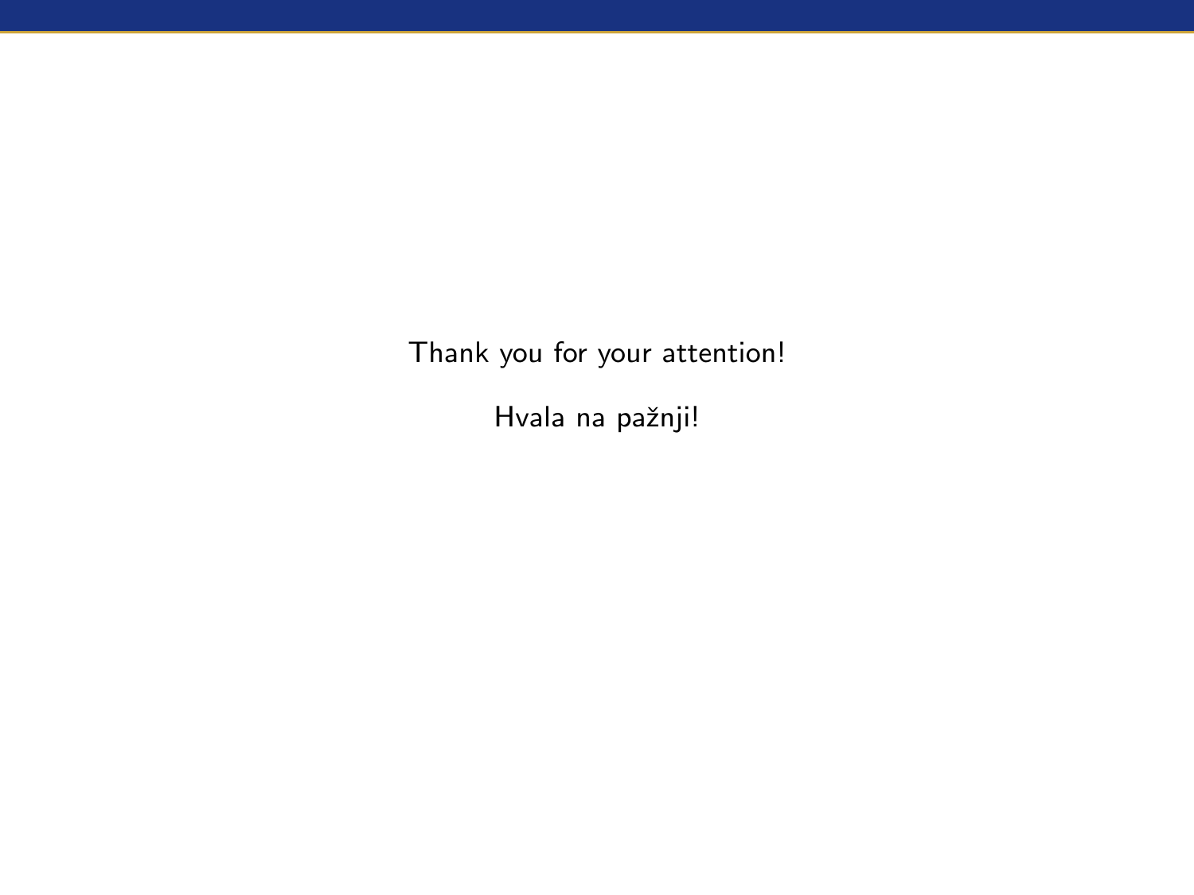Thank you for your attention!

Hvala na pažnji!